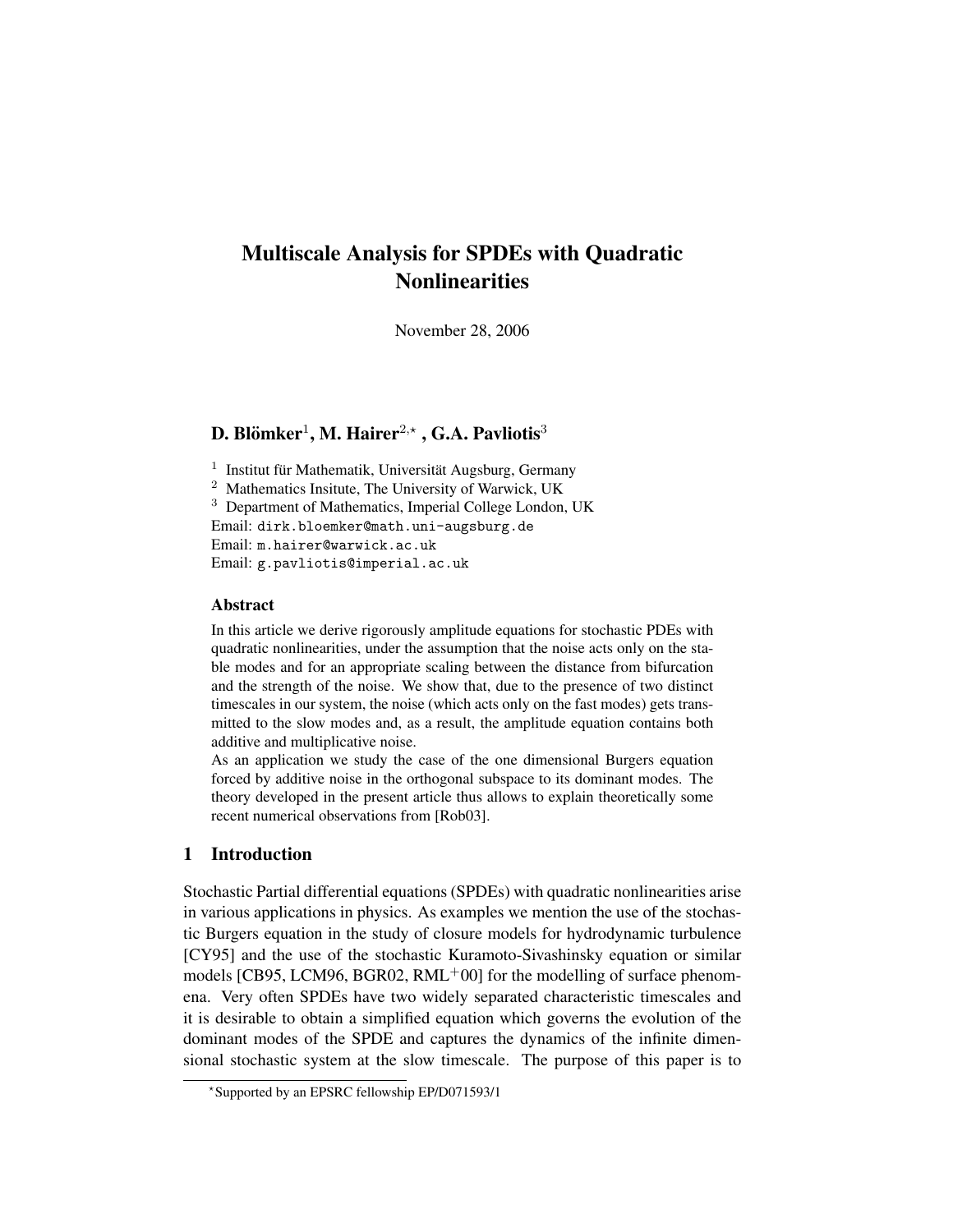# Multiscale Analysis for SPDEs with Quadratic Nonlinearities

November 28, 2006

**D. Blömker**[1], **M. Hairer**[2,⋆], **G.A. Pavliotis**[3]

[1] Institut für Mathematik, Universität Augsburg, Germany
[2] Mathematics Insitute, The University of Warwick, UK
[3] Department of Mathematics, Imperial College London, UK
Email: dirk.bloemker@math.uni-augsburg.de
Email: m.hairer@warwick.ac.uk
Email: g.pavliotis@imperial.ac.uk

### Abstract

In this article we derive rigorously amplitude equations for stochastic PDEs with quadratic nonlinearities, under the assumption that the noise acts only on the stable modes and for an appropriate scaling between the distance from bifurcation and the strength of the noise. We show that, due to the presence of two distinct timescales in our system, the noise (which acts only on the fast modes) gets transmitted to the slow modes and, as a result, the amplitude equation contains both additive and multiplicative noise.

As an application we study the case of the one dimensional Burgers equation forced by additive noise in the orthogonal subspace to its dominant modes. The theory developed in the present article thus allows to explain theoretically some recent numerical observations from [Rob03].

## 1 Introduction

Stochastic Partial differential equations (SPDEs) with quadratic nonlinearities arise in various applications in physics. As examples we mention the use of the stochastic Burgers equation in the study of closure models for hydrodynamic turbulence [CY95] and the use of the stochastic Kuramoto-Sivashinsky equation or similar models [CB95, LCM96, BGR02, RML+00] for the modelling of surface phenomena. Very often SPDEs have two widely separated characteristic timescales and it is desirable to obtain a simplified equation which governs the evolution of the dominant modes of the SPDE and captures the dynamics of the infinite dimensional stochastic system at the slow timescale. The purpose of this paper is to

⋆Supported by an EPSRC fellowship EP/D071593/1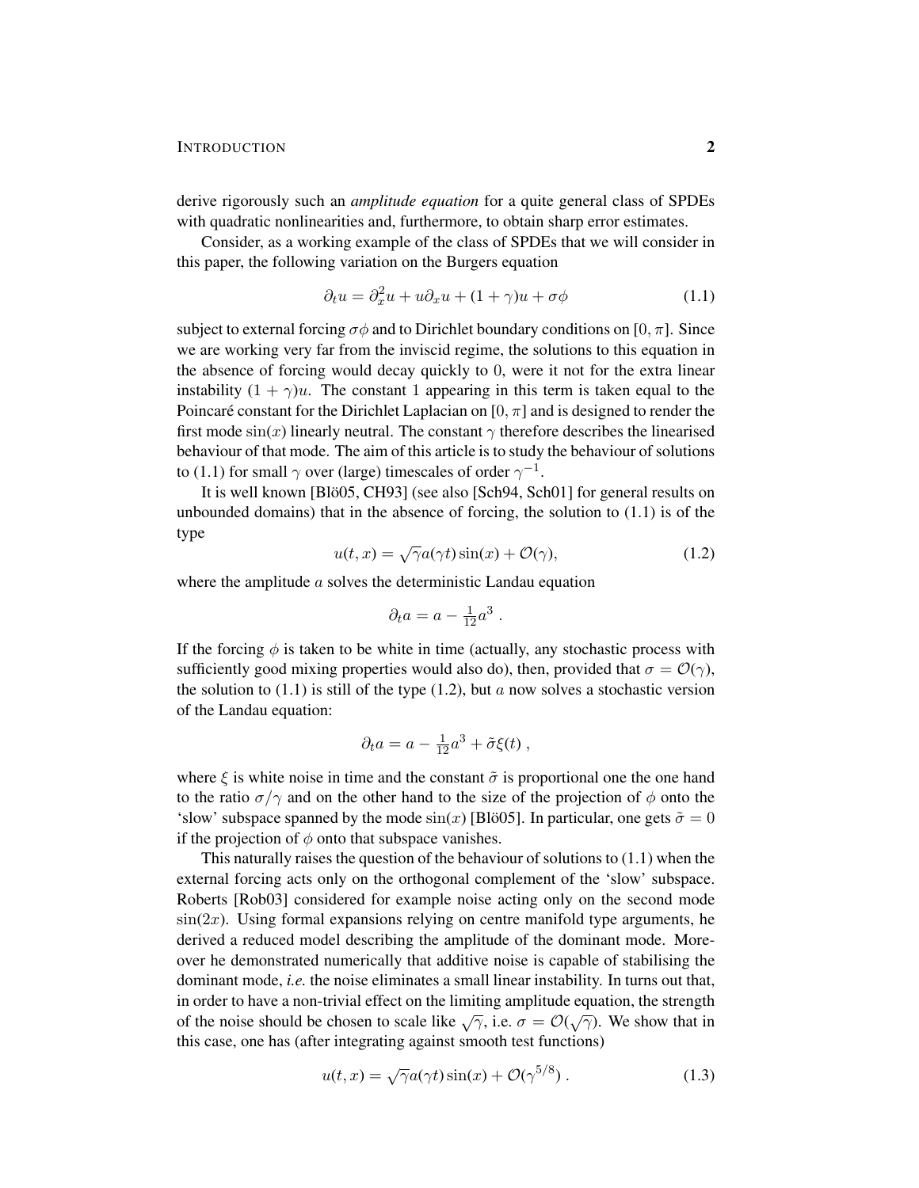derive rigorously such an *amplitude equation* for a quite general class of SPDEs with quadratic nonlinearities and, furthermore, to obtain sharp error estimates.

Consider, as a working example of the class of SPDEs that we will consider in this paper, the following variation on the Burgers equation

$$\partial_t u = \partial_x^2 u + u\partial_x u + (1+\gamma)u + \sigma\phi \tag{1.1}$$

subject to external forcing $\sigma\phi$ and to Dirichlet boundary conditions on $[0,\pi]$. Since we are working very far from the inviscid regime, the solutions to this equation in the absence of forcing would decay quickly to $0$, were it not for the extra linear instability $(1+\gamma)u$. The constant $1$ appearing in this term is taken equal to the Poincaré constant for the Dirichlet Laplacian on $[0,\pi]$ and is designed to render the first mode $\sin(x)$ linearly neutral. The constant $\gamma$ therefore describes the linearised behaviour of that mode. The aim of this article is to study the behaviour of solutions to (1.1) for small $\gamma$ over (large) timescales of order $\gamma^{-1}$.

It is well known [Blö05, CH93] (see also [Sch94, Sch01] for general results on unbounded domains) that in the absence of forcing, the solution to (1.1) is of the type

$$u(t,x) = \sqrt{\gamma}\, a(\gamma t)\sin(x) + \mathcal{O}(\gamma), \tag{1.2}$$

where the amplitude $a$ solves the deterministic Landau equation

$$\partial_t a = a - \tfrac{1}{12}a^3 \;.$$

If the forcing $\phi$ is taken to be white in time (actually, any stochastic process with sufficiently good mixing properties would also do), then, provided that $\sigma = \mathcal{O}(\gamma)$, the solution to (1.1) is still of the type (1.2), but $a$ now solves a stochastic version of the Landau equation:

$$\partial_t a = a - \tfrac{1}{12}a^3 + \tilde{\sigma}\xi(t)\;,$$

where $\xi$ is white noise in time and the constant $\tilde{\sigma}$ is proportional one the one hand to the ratio $\sigma/\gamma$ and on the other hand to the size of the projection of $\phi$ onto the 'slow' subspace spanned by the mode $\sin(x)$ [Blö05]. In particular, one gets $\tilde{\sigma} = 0$ if the projection of $\phi$ onto that subspace vanishes.

This naturally raises the question of the behaviour of solutions to (1.1) when the external forcing acts only on the orthogonal complement of the 'slow' subspace. Roberts [Rob03] considered for example noise acting only on the second mode $\sin(2x)$. Using formal expansions relying on centre manifold type arguments, he derived a reduced model describing the amplitude of the dominant mode. Moreover he demonstrated numerically that additive noise is capable of stabilising the dominant mode, *i.e.* the noise eliminates a small linear instability. In turns out that, in order to have a non-trivial effect on the limiting amplitude equation, the strength of the noise should be chosen to scale like $\sqrt{\gamma}$, i.e. $\sigma = \mathcal{O}(\sqrt{\gamma})$. We show that in this case, one has (after integrating against smooth test functions)

$$u(t,x) = \sqrt{\gamma}\, a(\gamma t)\sin(x) + \mathcal{O}(\gamma^{5/8})\;. \tag{1.3}$$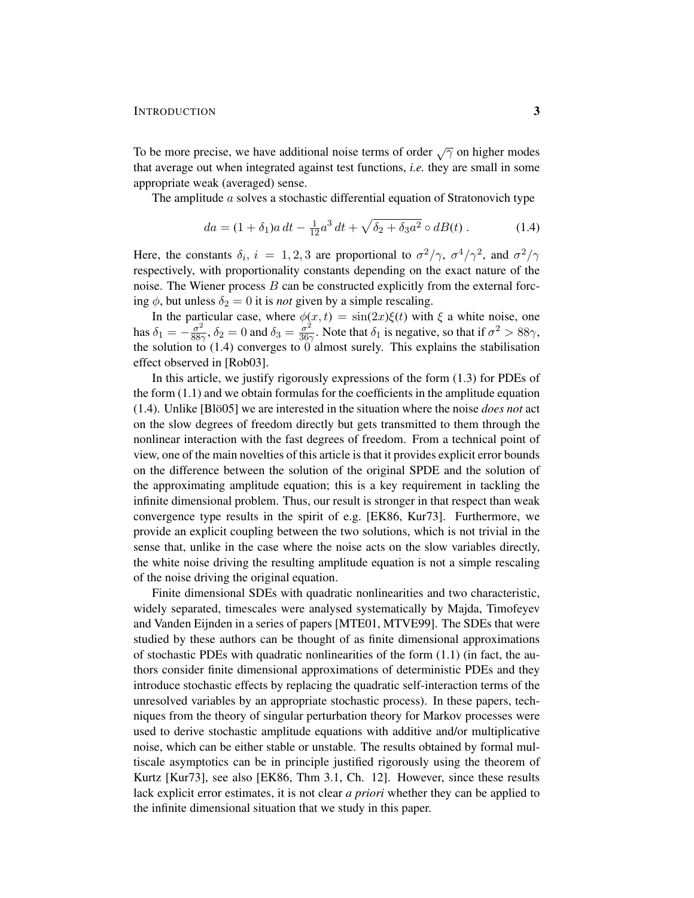To be more precise, we have additional noise terms of order $\sqrt{\gamma}$ on higher modes that average out when integrated against test functions, *i.e.* they are small in some appropriate weak (averaged) sense.

The amplitude $a$ solves a stochastic differential equation of Stratonovich type

$$da = (1 + \delta_1)a\,dt - \tfrac{1}{12}a^3\,dt + \sqrt{\delta_2 + \delta_3 a^2} \circ dB(t)\;. \tag{1.4}$$

Here, the constants $\delta_i$, $i = 1, 2, 3$ are proportional to $\sigma^2/\gamma$, $\sigma^4/\gamma^2$, and $\sigma^2/\gamma$ respectively, with proportionality constants depending on the exact nature of the noise. The Wiener process $B$ can be constructed explicitly from the external forcing $\phi$, but unless $\delta_2 = 0$ it is *not* given by a simple rescaling.

In the particular case, where $\phi(x,t) = \sin(2x)\xi(t)$ with $\xi$ a white noise, one has $\delta_1 = -\frac{\sigma^2}{88\gamma}$, $\delta_2 = 0$ and $\delta_3 = \frac{\sigma^2}{36\gamma}$. Note that $\delta_1$ is negative, so that if $\sigma^2 > 88\gamma$, the solution to (1.4) converges to 0 almost surely. This explains the stabilisation effect observed in [Rob03].

In this article, we justify rigorously expressions of the form (1.3) for PDEs of the form (1.1) and we obtain formulas for the coefficients in the amplitude equation (1.4). Unlike [Blö05] we are interested in the situation where the noise *does not* act on the slow degrees of freedom directly but gets transmitted to them through the nonlinear interaction with the fast degrees of freedom. From a technical point of view, one of the main novelties of this article is that it provides explicit error bounds on the difference between the solution of the original SPDE and the solution of the approximating amplitude equation; this is a key requirement in tackling the infinite dimensional problem. Thus, our result is stronger in that respect than weak convergence type results in the spirit of e.g. [EK86, Kur73]. Furthermore, we provide an explicit coupling between the two solutions, which is not trivial in the sense that, unlike in the case where the noise acts on the slow variables directly, the white noise driving the resulting amplitude equation is not a simple rescaling of the noise driving the original equation.

Finite dimensional SDEs with quadratic nonlinearities and two characteristic, widely separated, timescales were analysed systematically by Majda, Timofeyev and Vanden Eijnden in a series of papers [MTE01, MTVE99]. The SDEs that were studied by these authors can be thought of as finite dimensional approximations of stochastic PDEs with quadratic nonlinearities of the form (1.1) (in fact, the authors consider finite dimensional approximations of deterministic PDEs and they introduce stochastic effects by replacing the quadratic self-interaction terms of the unresolved variables by an appropriate stochastic process). In these papers, techniques from the theory of singular perturbation theory for Markov processes were used to derive stochastic amplitude equations with additive and/or multiplicative noise, which can be either stable or unstable. The results obtained by formal multiscale asymptotics can be in principle justified rigorously using the theorem of Kurtz [Kur73], see also [EK86, Thm 3.1, Ch. 12]. However, since these results lack explicit error estimates, it is not clear *a priori* whether they can be applied to the infinite dimensional situation that we study in this paper.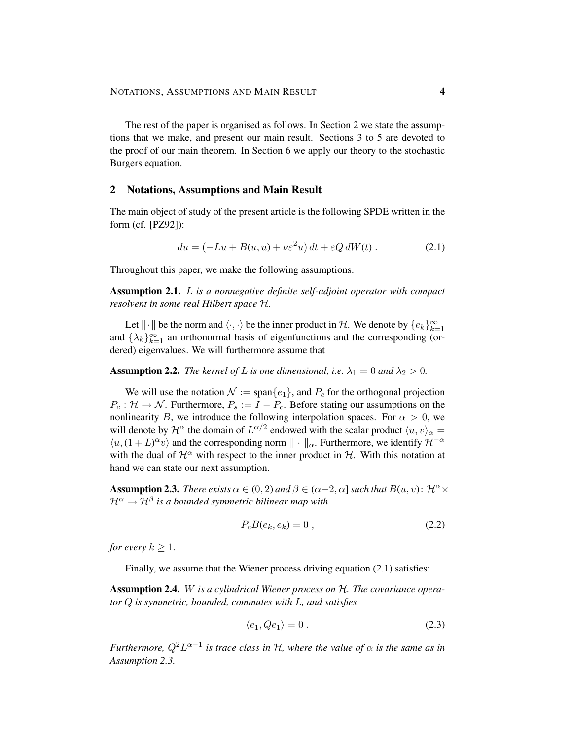The rest of the paper is organised as follows. In Section 2 we state the assumptions that we make, and present our main result. Sections 3 to 5 are devoted to the proof of our main theorem. In Section 6 we apply our theory to the stochastic Burgers equation.

## 2 Notations, Assumptions and Main Result

The main object of study of the present article is the following SPDE written in the form (cf. [PZ92]):

$$du = (-Lu + B(u,u) + \nu\varepsilon^2 u)\,dt + \varepsilon Q\,dW(t)\,. \tag{2.1}$$

Throughout this paper, we make the following assumptions.

**Assumption 2.1.** *$L$ is a nonnegative definite self-adjoint operator with compact resolvent in some real Hilbert space $\mathcal{H}$.*

Let $\|\cdot\|$ be the norm and $\langle\cdot,\cdot\rangle$ be the inner product in $\mathcal{H}$. We denote by $\{e_k\}_{k=1}^\infty$ and $\{\lambda_k\}_{k=1}^\infty$ an orthonormal basis of eigenfunctions and the corresponding (ordered) eigenvalues. We will furthermore assume that

**Assumption 2.2.** *The kernel of $L$ is one dimensional, i.e. $\lambda_1 = 0$ and $\lambda_2 > 0$.*

We will use the notation $\mathcal{N} := \operatorname{span}\{e_1\}$, and $P_c$ for the orthogonal projection $P_c : \mathcal{H} \to \mathcal{N}$. Furthermore, $P_s := I - P_c$. Before stating our assumptions on the nonlinearity $B$, we introduce the following interpolation spaces. For $\alpha > 0$, we will denote by $\mathcal{H}^\alpha$ the domain of $L^{\alpha/2}$ endowed with the scalar product $\langle u, v\rangle_\alpha = \langle u, (1+L)^\alpha v\rangle$ and the corresponding norm $\|\cdot\|_\alpha$. Furthermore, we identify $\mathcal{H}^{-\alpha}$ with the dual of $\mathcal{H}^\alpha$ with respect to the inner product in $\mathcal{H}$. With this notation at hand we can state our next assumption.

**Assumption 2.3.** *There exists $\alpha \in (0,2)$ and $\beta \in (\alpha-2, \alpha]$ such that $B(u,v)\colon \mathcal{H}^\alpha \times \mathcal{H}^\alpha \to \mathcal{H}^\beta$ is a bounded symmetric bilinear map with*

$$P_c B(e_k, e_k) = 0\,, \tag{2.2}$$

*for every $k \geq 1$.*

Finally, we assume that the Wiener process driving equation (2.1) satisfies:

**Assumption 2.4.** *$W$ is a cylindrical Wiener process on $\mathcal{H}$. The covariance operator $Q$ is symmetric, bounded, commutes with $L$, and satisfies*

$$\langle e_1, Qe_1\rangle = 0\,. \tag{2.3}$$

*Furthermore, $Q^2 L^{\alpha-1}$ is trace class in $\mathcal{H}$, where the value of $\alpha$ is the same as in Assumption 2.3.*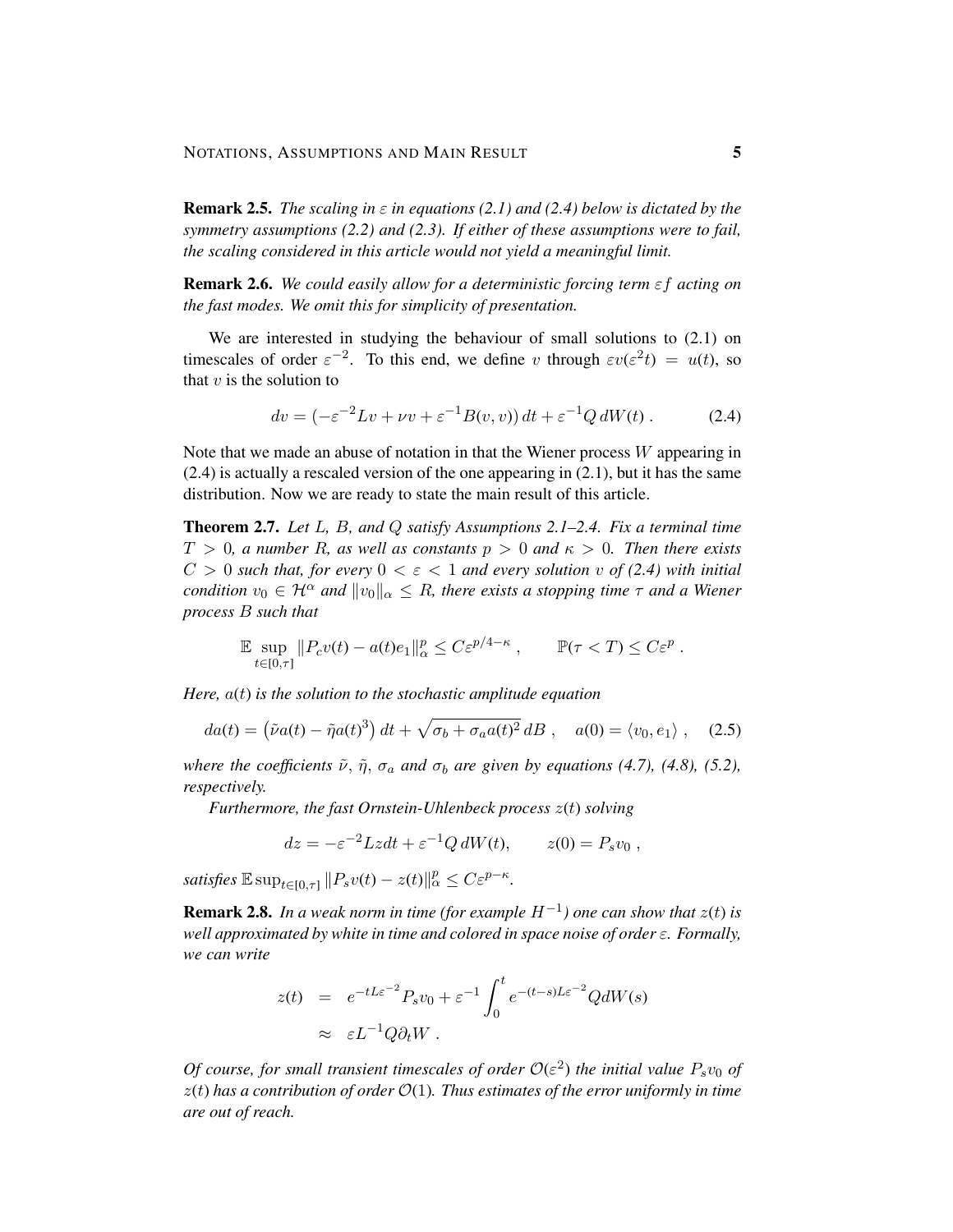**Remark 2.5.** *The scaling in $\varepsilon$ in equations (2.1) and (2.4) below is dictated by the symmetry assumptions (2.2) and (2.3). If either of these assumptions were to fail, the scaling considered in this article would not yield a meaningful limit.*

**Remark 2.6.** *We could easily allow for a deterministic forcing term $\varepsilon f$ acting on the fast modes. We omit this for simplicity of presentation.*

We are interested in studying the behaviour of small solutions to (2.1) on timescales of order $\varepsilon^{-2}$. To this end, we define $v$ through $\varepsilon v(\varepsilon^2 t) = u(t)$, so that $v$ is the solution to

$$dv = (-\varepsilon^{-2}Lv + \nu v + \varepsilon^{-1}B(v,v))\,dt + \varepsilon^{-1}Q\,dW(t)\,. \tag{2.4}$$

Note that we made an abuse of notation in that the Wiener process $W$ appearing in (2.4) is actually a rescaled version of the one appearing in (2.1), but it has the same distribution. Now we are ready to state the main result of this article.

**Theorem 2.7.** *Let $L$, $B$, and $Q$ satisfy Assumptions 2.1–2.4. Fix a terminal time $T > 0$, a number $R$, as well as constants $p > 0$ and $\kappa > 0$. Then there exists $C > 0$ such that, for every $0 < \varepsilon < 1$ and every solution $v$ of (2.4) with initial condition $v_0 \in \mathcal{H}^\alpha$ and $\|v_0\|_\alpha \leq R$, there exists a stopping time $\tau$ and a Wiener process $B$ such that*

$$\mathbb{E}\sup_{t\in[0,\tau]} \|P_c v(t) - a(t)e_1\|_\alpha^p \leq C\varepsilon^{p/4-\kappa}\,, \qquad \mathbb{P}(\tau < T) \leq C\varepsilon^p\,.$$

*Here, $a(t)$ is the solution to the stochastic amplitude equation*

$$da(t) = \left(\tilde\nu a(t) - \tilde\eta a(t)^3\right)dt + \sqrt{\sigma_b + \sigma_a a(t)^2}\,dB\,, \quad a(0) = \langle v_0, e_1\rangle\,, \tag{2.5}$$

*where the coefficients $\tilde\nu$, $\tilde\eta$, $\sigma_a$ and $\sigma_b$ are given by equations (4.7), (4.8), (5.2), respectively.*

*Furthermore, the fast Ornstein-Uhlenbeck process $z(t)$ solving*

$$dz = -\varepsilon^{-2}Lz\,dt + \varepsilon^{-1}Q\,dW(t), \qquad z(0) = P_s v_0\,,$$

*satisfies $\mathbb{E}\sup_{t\in[0,\tau]}\|P_s v(t) - z(t)\|_\alpha^p \leq C\varepsilon^{p-\kappa}$.*

**Remark 2.8.** *In a weak norm in time (for example $H^{-1}$) one can show that $z(t)$ is well approximated by white in time and colored in space noise of order $\varepsilon$. Formally, we can write*

$$\begin{aligned} z(t) &= e^{-tL\varepsilon^{-2}}P_s v_0 + \varepsilon^{-1}\int_0^t e^{-(t-s)L\varepsilon^{-2}}Q\,dW(s) \\ &\approx \varepsilon L^{-1}Q\partial_t W\,. \end{aligned}$$

*Of course, for small transient timescales of order $\mathcal{O}(\varepsilon^2)$ the initial value $P_s v_0$ of $z(t)$ has a contribution of order $\mathcal{O}(1)$. Thus estimates of the error uniformly in time are out of reach.*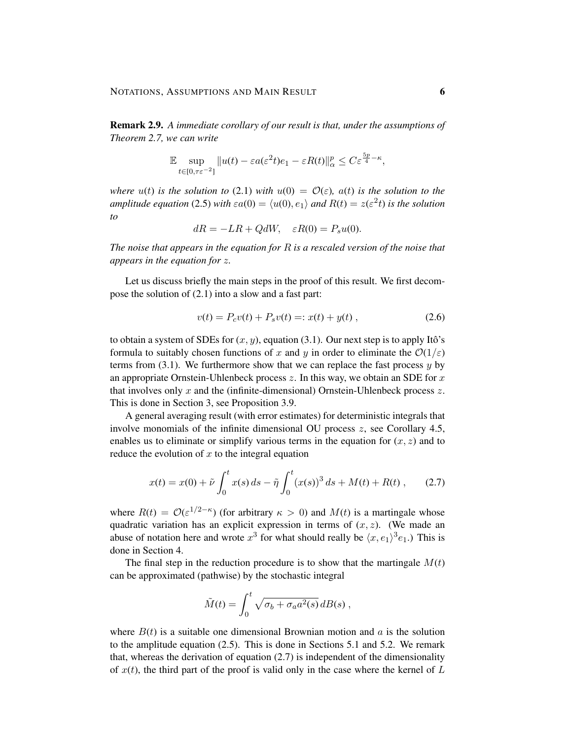**Remark 2.9.** *A immediate corollary of our result is that, under the assumptions of Theorem 2.7, we can write*

$$\mathbb{E} \sup_{t\in[0,\tau\varepsilon^{-2}]} \|u(t) - \varepsilon a(\varepsilon^2 t)e_1 - \varepsilon R(t)\|_\alpha^p \le C\varepsilon^{\frac{5p}{4}-\kappa},$$

*where $u(t)$ is the solution to* (2.1) *with $u(0) = \mathcal{O}(\varepsilon)$, $a(t)$ is the solution to the amplitude equation* (2.5) *with $\varepsilon a(0) = \langle u(0), e_1\rangle$ and $R(t) = z(\varepsilon^2 t)$ is the solution to*

$$dR = -LR + QdW, \quad \varepsilon R(0) = P_s u(0).$$

*The noise that appears in the equation for $R$ is a rescaled version of the noise that appears in the equation for $z$.*

Let us discuss briefly the main steps in the proof of this result. We first decompose the solution of (2.1) into a slow and a fast part:

$$v(t) = P_c v(t) + P_s v(t) =: x(t) + y(t) , \tag{2.6}$$

to obtain a system of SDEs for $(x, y)$, equation (3.1). Our next step is to apply Itô's formula to suitably chosen functions of $x$ and $y$ in order to eliminate the $\mathcal{O}(1/\varepsilon)$ terms from (3.1). We furthermore show that we can replace the fast process $y$ by an appropriate Ornstein-Uhlenbeck process $z$. In this way, we obtain an SDE for $x$ that involves only $x$ and the (infinite-dimensional) Ornstein-Uhlenbeck process $z$. This is done in Section 3, see Proposition 3.9.

A general averaging result (with error estimates) for deterministic integrals that involve monomials of the infinite dimensional OU process $z$, see Corollary 4.5, enables us to eliminate or simplify various terms in the equation for $(x, z)$ and to reduce the evolution of $x$ to the integral equation

$$x(t) = x(0) + \tilde{\nu}\int_0^t x(s)\, ds - \tilde{\eta}\int_0^t (x(s))^3\, ds + M(t) + R(t) , \tag{2.7}$$

where $R(t) = \mathcal{O}(\varepsilon^{1/2-\kappa})$ (for arbitrary $\kappa > 0$) and $M(t)$ is a martingale whose quadratic variation has an explicit expression in terms of $(x, z)$. (We made an abuse of notation here and wrote $x^3$ for what should really be $\langle x, e_1\rangle^3 e_1$.) This is done in Section 4.

The final step in the reduction procedure is to show that the martingale $M(t)$ can be approximated (pathwise) by the stochastic integral

$$\tilde{M}(t) = \int_0^t \sqrt{\sigma_b + \sigma_a a^2(s)}\, dB(s) ,$$

where $B(t)$ is a suitable one dimensional Brownian motion and $a$ is the solution to the amplitude equation (2.5). This is done in Sections 5.1 and 5.2. We remark that, whereas the derivation of equation (2.7) is independent of the dimensionality of $x(t)$, the third part of the proof is valid only in the case where the kernel of $L$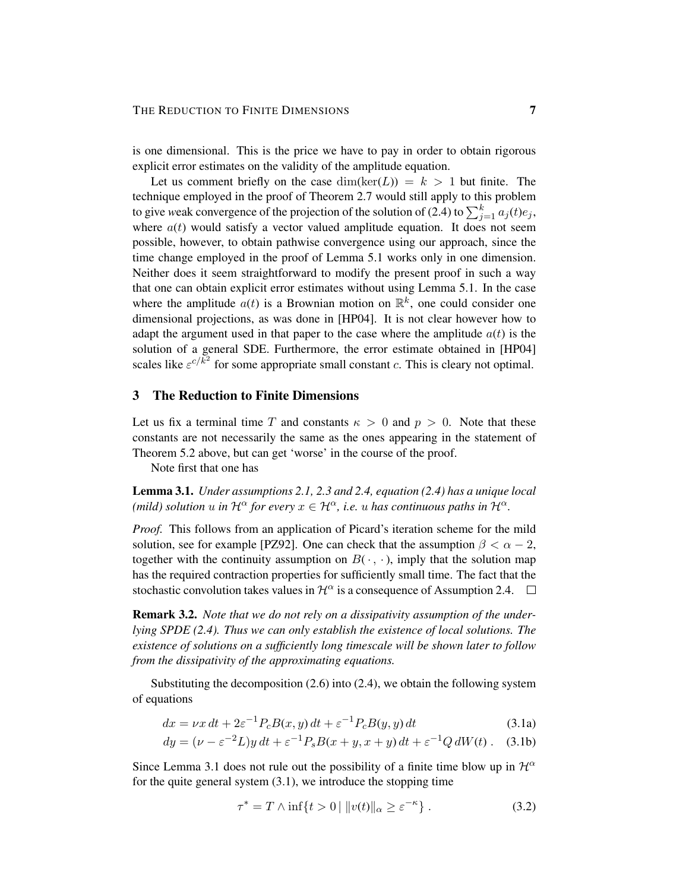is one dimensional. This is the price we have to pay in order to obtain rigorous explicit error estimates on the validity of the amplitude equation.

Let us comment briefly on the case $\dim(\ker(L)) = k > 1$ but finite. The technique employed in the proof of Theorem 2.7 would still apply to this problem to give *w*eak convergence of the projection of the solution of (2.4) to $\sum_{j=1}^{k} a_j(t)e_j$, where $a(t)$ would satisfy a vector valued amplitude equation. It does not seem possible, however, to obtain pathwise convergence using our approach, since the time change employed in the proof of Lemma 5.1 works only in one dimension. Neither does it seem straightforward to modify the present proof in such a way that one can obtain explicit error estimates without using Lemma 5.1. In the case where the amplitude $a(t)$ is a Brownian motion on $\mathbb{R}^k$, one could consider one dimensional projections, as was done in [HP04]. It is not clear however how to adapt the argument used in that paper to the case where the amplitude $a(t)$ is the solution of a general SDE. Furthermore, the error estimate obtained in [HP04] scales like $\varepsilon^{c/k^2}$ for some appropriate small constant $c$. This is cleary not optimal.

## 3 The Reduction to Finite Dimensions

Let us fix a terminal time $T$ and constants $\kappa > 0$ and $p > 0$. Note that these constants are not necessarily the same as the ones appearing in the statement of Theorem 5.2 above, but can get 'worse' in the course of the proof.

Note first that one has

**Lemma 3.1.** *Under assumptions 2.1, 2.3 and 2.4, equation (2.4) has a unique local (mild) solution $u$ in $\mathcal{H}^\alpha$ for every $x \in \mathcal{H}^\alpha$, i.e. $u$ has continuous paths in $\mathcal{H}^\alpha$.*

*Proof.* This follows from an application of Picard's iteration scheme for the mild solution, see for example [PZ92]. One can check that the assumption $\beta < \alpha - 2$, together with the continuity assumption on $B(\cdot\,,\cdot)$, imply that the solution map has the required contraction properties for sufficiently small time. The fact that the stochastic convolution takes values in $\mathcal{H}^\alpha$ is a consequence of Assumption 2.4. □

**Remark 3.2.** *Note that we do not rely on a dissipativity assumption of the underlying SPDE (2.4). Thus we can only establish the existence of local solutions. The existence of solutions on a sufficiently long timescale will be shown later to follow from the dissipativity of the approximating equations.*

Substituting the decomposition (2.6) into (2.4), we obtain the following system of equations

$$dx = \nu x\, dt + 2\varepsilon^{-1} P_c B(x, y)\, dt + \varepsilon^{-1} P_c B(y, y)\, dt \tag{3.1a}$$

$$dy = (\nu - \varepsilon^{-2} L) y\, dt + \varepsilon^{-1} P_s B(x + y, x + y)\, dt + \varepsilon^{-1} Q\, dW(t)\,. \tag{3.1b}$$

Since Lemma 3.1 does not rule out the possibility of a finite time blow up in $\mathcal{H}^\alpha$ for the quite general system (3.1), we introduce the stopping time

$$\tau^* = T \wedge \inf\{t > 0 \mid \|v(t)\|_\alpha \geq \varepsilon^{-\kappa}\}\,. \tag{3.2}$$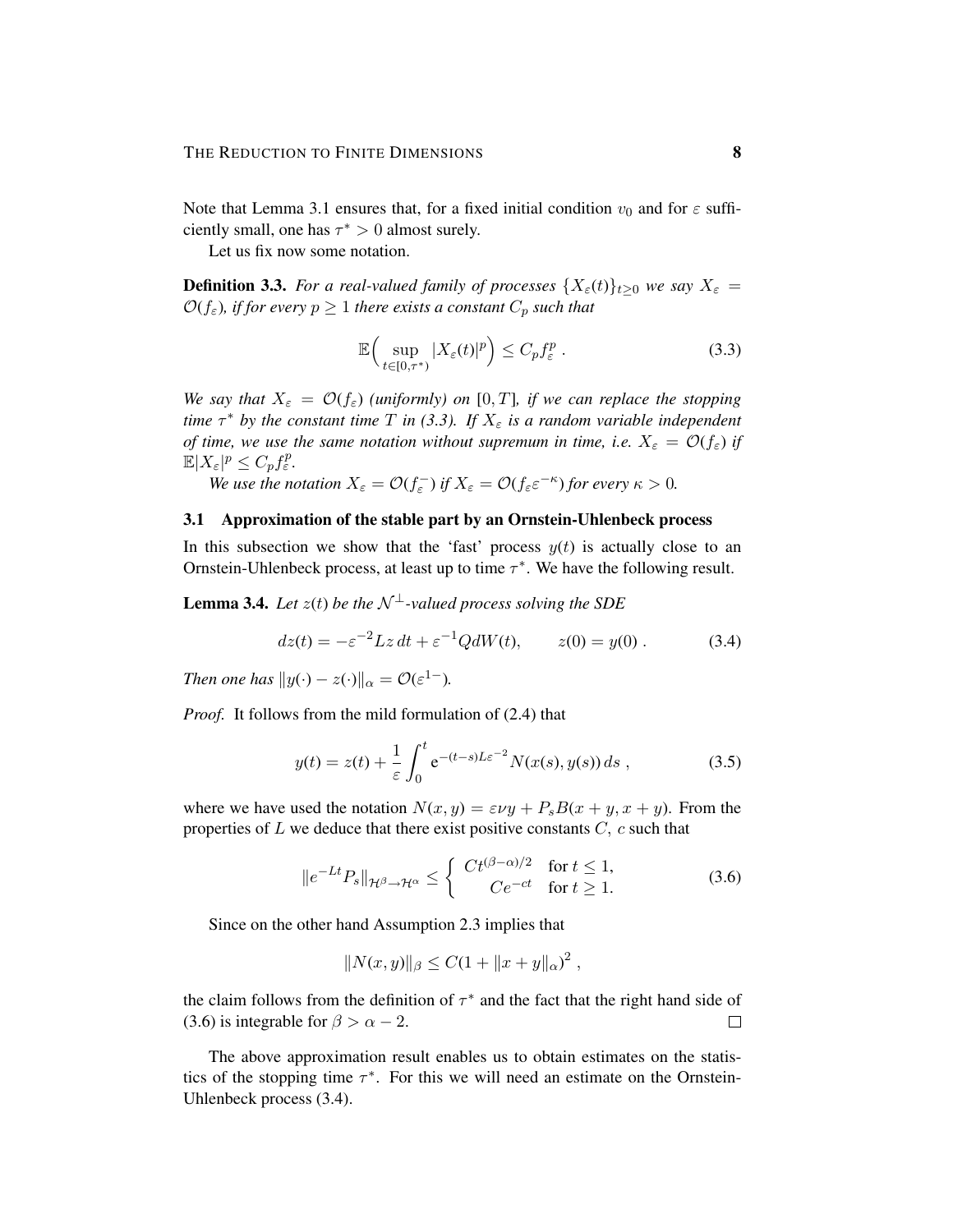Note that Lemma 3.1 ensures that, for a fixed initial condition $v_0$ and for $\varepsilon$ sufficiently small, one has $\tau^* > 0$ almost surely.

Let us fix now some notation.

**Definition 3.3.** *For a real-valued family of processes $\{X_\varepsilon(t)\}_{t\geq 0}$ we say $X_\varepsilon = \mathcal{O}(f_\varepsilon)$, if for every $p \geq 1$ there exists a constant $C_p$ such that*

$$\mathbb{E}\Big(\sup_{t\in[0,\tau^*)} |X_\varepsilon(t)|^p\Big) \leq C_p f_\varepsilon^p \;. \tag{3.3}$$

*We say that $X_\varepsilon = \mathcal{O}(f_\varepsilon)$ (uniformly) on $[0,T]$, if we can replace the stopping time $\tau^*$ by the constant time $T$ in (3.3). If $X_\varepsilon$ is a random variable independent of time, we use the same notation without supremum in time, i.e. $X_\varepsilon = \mathcal{O}(f_\varepsilon)$ if $\mathbb{E}|X_\varepsilon|^p \leq C_p f_\varepsilon^p$.*

*We use the notation $X_\varepsilon = \mathcal{O}(f_\varepsilon^-)$ if $X_\varepsilon = \mathcal{O}(f_\varepsilon \varepsilon^{-\kappa})$ for every $\kappa > 0$.*

### 3.1 Approximation of the stable part by an Ornstein-Uhlenbeck process

In this subsection we show that the 'fast' process $y(t)$ is actually close to an Ornstein-Uhlenbeck process, at least up to time $\tau^*$. We have the following result.

**Lemma 3.4.** *Let $z(t)$ be the $\mathcal{N}^\perp$-valued process solving the SDE*

$$dz(t) = -\varepsilon^{-2} Lz\,dt + \varepsilon^{-1} Q dW(t), \qquad z(0) = y(0)\;. \tag{3.4}$$

*Then one has $\|y(\cdot) - z(\cdot)\|_\alpha = \mathcal{O}(\varepsilon^{1-})$.*

*Proof.* It follows from the mild formulation of (2.4) that

$$y(t) = z(t) + \frac{1}{\varepsilon}\int_0^t \mathrm{e}^{-(t-s)L\varepsilon^{-2}} N(x(s), y(s))\,ds\;, \tag{3.5}$$

where we have used the notation $N(x,y) = \varepsilon\nu y + P_s B(x+y, x+y)$. From the properties of $L$ we deduce that there exist positive constants $C$, $c$ such that

$$\|e^{-Lt} P_s\|_{\mathcal{H}^\beta \to \mathcal{H}^\alpha} \leq \begin{cases} Ct^{(\beta-\alpha)/2} & \text{for } t \leq 1, \\ Ce^{-ct} & \text{for } t \geq 1. \end{cases} \tag{3.6}$$

Since on the other hand Assumption 2.3 implies that

$$\|N(x,y)\|_\beta \leq C(1 + \|x+y\|_\alpha)^2\;,$$

the claim follows from the definition of $\tau^*$ and the fact that the right hand side of (3.6) is integrable for $\beta > \alpha - 2$. $\square$

The above approximation result enables us to obtain estimates on the statistics of the stopping time $\tau^*$. For this we will need an estimate on the Ornstein-Uhlenbeck process (3.4).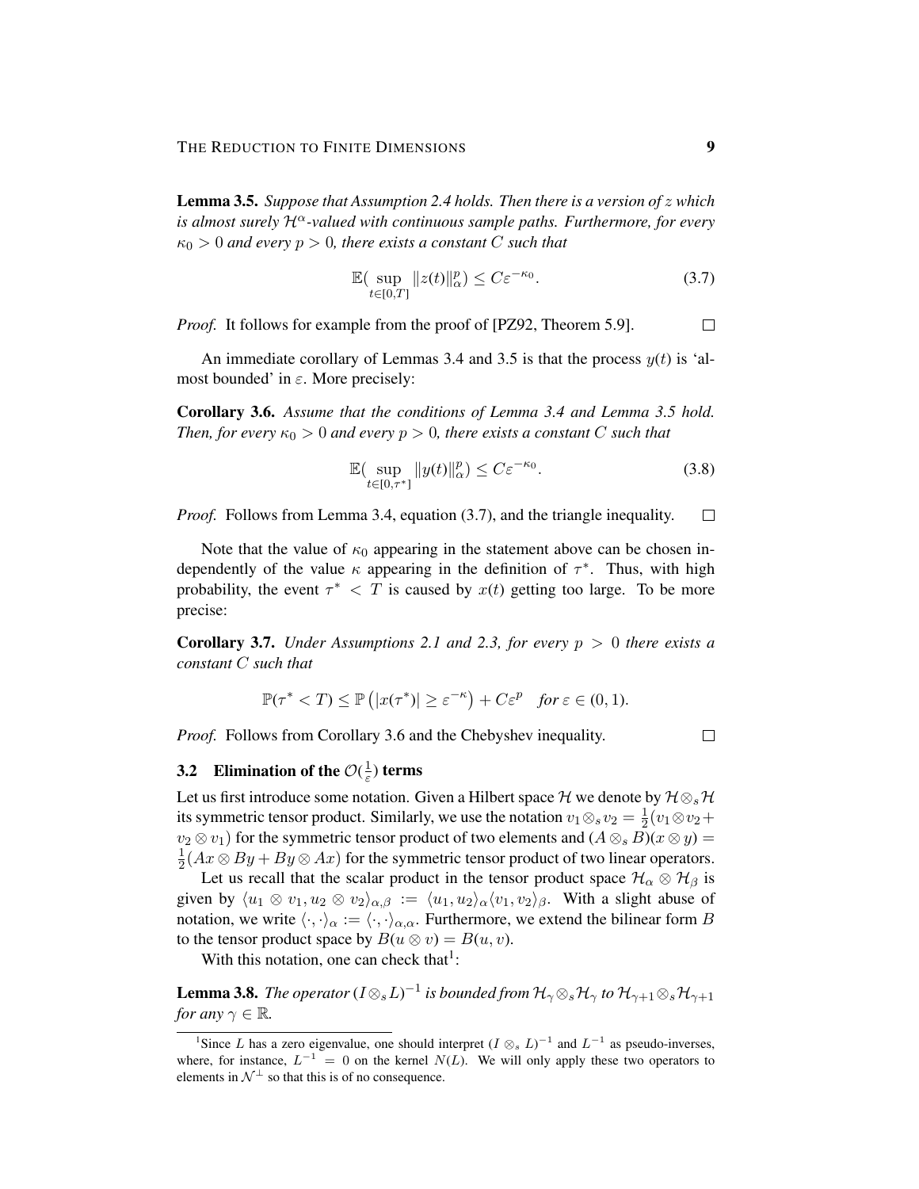**Lemma 3.5.** *Suppose that Assumption 2.4 holds. Then there is a version of $z$ which is almost surely $\mathcal{H}^\alpha$-valued with continuous sample paths. Furthermore, for every $\kappa_0 > 0$ and every $p > 0$, there exists a constant $C$ such that*

$$\mathbb{E}(\sup_{t\in[0,T]} \|z(t)\|_\alpha^p) \le C\varepsilon^{-\kappa_0}. \tag{3.7}$$

*Proof.* It follows for example from the proof of [PZ92, Theorem 5.9]. □

An immediate corollary of Lemmas 3.4 and 3.5 is that the process $y(t)$ is 'almost bounded' in $\varepsilon$. More precisely:

**Corollary 3.6.** *Assume that the conditions of Lemma 3.4 and Lemma 3.5 hold. Then, for every $\kappa_0 > 0$ and every $p > 0$, there exists a constant $C$ such that*

$$\mathbb{E}(\sup_{t\in[0,\tau^*]} \|y(t)\|_\alpha^p) \le C\varepsilon^{-\kappa_0}. \tag{3.8}$$

*Proof.* Follows from Lemma 3.4, equation (3.7), and the triangle inequality. □

Note that the value of $\kappa_0$ appearing in the statement above can be chosen independently of the value $\kappa$ appearing in the definition of $\tau^*$. Thus, with high probability, the event $\tau^* < T$ is caused by $x(t)$ getting too large. To be more precise:

**Corollary 3.7.** *Under Assumptions 2.1 and 2.3, for every $p > 0$ there exists a constant $C$ such that*

$$\mathbb{P}(\tau^* < T) \le \mathbb{P}\left(|x(\tau^*)| \ge \varepsilon^{-\kappa}\right) + C\varepsilon^p \quad \textit{for } \varepsilon \in (0,1).$$

*Proof.* Follows from Corollary 3.6 and the Chebyshev inequality. □

### 3.2 Elimination of the $\mathcal{O}(\frac{1}{\varepsilon})$ terms

Let us first introduce some notation. Given a Hilbert space $\mathcal{H}$ we denote by $\mathcal{H}\otimes_s\mathcal{H}$ its symmetric tensor product. Similarly, we use the notation $v_1\otimes_s v_2 = \frac{1}{2}(v_1\otimes v_2 + v_2\otimes v_1)$ for the symmetric tensor product of two elements and $(A\otimes_s B)(x\otimes y) = \frac{1}{2}(Ax\otimes By + By\otimes Ax)$ for the symmetric tensor product of two linear operators.

Let us recall that the scalar product in the tensor product space $\mathcal{H}_\alpha\otimes\mathcal{H}_\beta$ is given by $\langle u_1\otimes v_1, u_2\otimes v_2\rangle_{\alpha,\beta} := \langle u_1, u_2\rangle_\alpha \langle v_1, v_2\rangle_\beta$. With a slight abuse of notation, we write $\langle\cdot,\cdot\rangle_\alpha := \langle\cdot,\cdot\rangle_{\alpha,\alpha}$. Furthermore, we extend the bilinear form $B$ to the tensor product space by $B(u\otimes v) = B(u,v)$.

With this notation, one can check that[1]:

**Lemma 3.8.** *The operator $(I\otimes_s L)^{-1}$ is bounded from $\mathcal{H}_\gamma\otimes_s\mathcal{H}_\gamma$ to $\mathcal{H}_{\gamma+1}\otimes_s\mathcal{H}_{\gamma+1}$ for any $\gamma\in\mathbb{R}$.*

[1] Since $L$ has a zero eigenvalue, one should interpret $(I\otimes_s L)^{-1}$ and $L^{-1}$ as pseudo-inverses, where, for instance, $L^{-1} = 0$ on the kernel $N(L)$. We will only apply these two operators to elements in $\mathcal{N}^\perp$ so that this is of no consequence.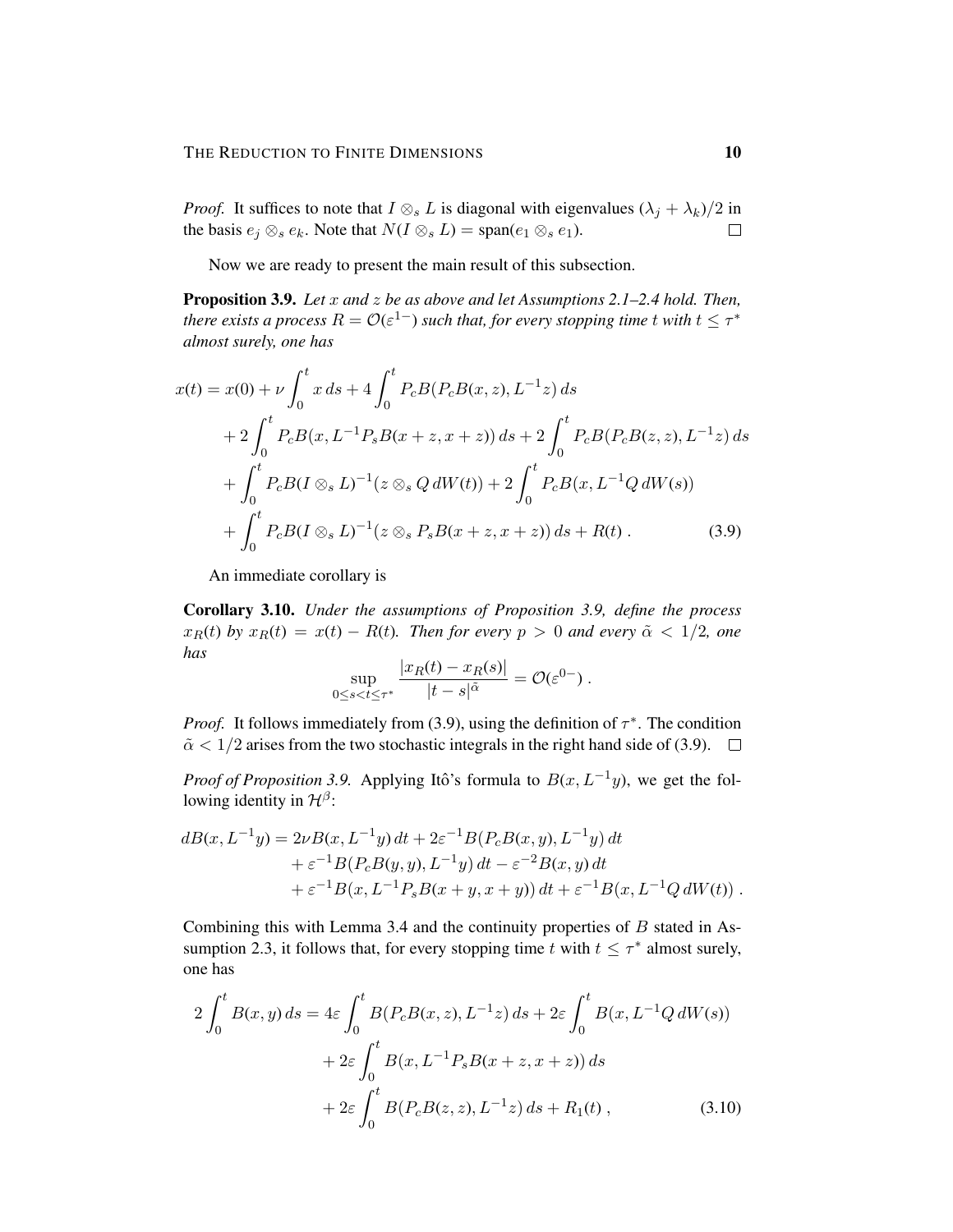*Proof.* It suffices to note that $I \otimes_s L$ is diagonal with eigenvalues $(\lambda_j + \lambda_k)/2$ in the basis $e_j \otimes_s e_k$. Note that $N(I \otimes_s L) = \text{span}(e_1 \otimes_s e_1)$. $\square$

Now we are ready to present the main result of this subsection.

**Proposition 3.9.** *Let $x$ and $z$ be as above and let Assumptions 2.1–2.4 hold. Then, there exists a process $R = \mathcal{O}(\varepsilon^{1-})$ such that, for every stopping time $t$ with $t \leq \tau^*$ almost surely, one has*

$$
\begin{aligned}
x(t) = x(0) &+ \nu \int_0^t x\, ds + 4 \int_0^t P_c B(P_c B(x,z), L^{-1} z)\, ds \\
&+ 2 \int_0^t P_c B(x, L^{-1} P_s B(x+z, x+z))\, ds + 2 \int_0^t P_c B(P_c B(z,z), L^{-1} z)\, ds \\
&+ \int_0^t P_c B(I \otimes_s L)^{-1} (z \otimes_s Q\, dW(t)) + 2 \int_0^t P_c B(x, L^{-1} Q\, dW(s)) \\
&+ \int_0^t P_c B(I \otimes_s L)^{-1} (z \otimes_s P_s B(x+z, x+z))\, ds + R(t)\;. 
\end{aligned}
\tag{3.9}
$$

An immediate corollary is

**Corollary 3.10.** *Under the assumptions of Proposition 3.9, define the process $x_R(t)$ by $x_R(t) = x(t) - R(t)$. Then for every $p > 0$ and every $\tilde{\alpha} < 1/2$, one has*

$$
\sup_{0 \leq s < t \leq \tau^*} \frac{|x_R(t) - x_R(s)|}{|t-s|^{\tilde{\alpha}}} = \mathcal{O}(\varepsilon^{0-})\;.
$$

*Proof.* It follows immediately from (3.9), using the definition of $\tau^*$. The condition $\tilde{\alpha} < 1/2$ arises from the two stochastic integrals in the right hand side of (3.9). $\square$

*Proof of Proposition 3.9.* Applying Itô's formula to $B(x, L^{-1} y)$, we get the following identity in $\mathcal{H}^\beta$:

$$
\begin{aligned}
dB(x, L^{-1} y) = 2\nu B(x, L^{-1} y)\, dt &+ 2\varepsilon^{-1} B(P_c B(x,y), L^{-1} y)\, dt \\
&+ \varepsilon^{-1} B(P_c B(y,y), L^{-1} y)\, dt - \varepsilon^{-2} B(x,y)\, dt \\
&+ \varepsilon^{-1} B(x, L^{-1} P_s B(x+y, x+y))\, dt + \varepsilon^{-1} B(x, L^{-1} Q\, dW(t))\;.
\end{aligned}
$$

Combining this with Lemma 3.4 and the continuity properties of $B$ stated in Assumption 2.3, it follows that, for every stopping time $t$ with $t \leq \tau^*$ almost surely, one has

$$
\begin{aligned}
2 \int_0^t B(x,y)\, ds = 4\varepsilon \int_0^t B(P_c B(x,z), L^{-1} z)\, ds &+ 2\varepsilon \int_0^t B(x, L^{-1} Q\, dW(s)) \\
&+ 2\varepsilon \int_0^t B(x, L^{-1} P_s B(x+z, x+z))\, ds \\
&+ 2\varepsilon \int_0^t B(P_c B(z,z), L^{-1} z)\, ds + R_1(t)\;,
\end{aligned}
\tag{3.10}
$$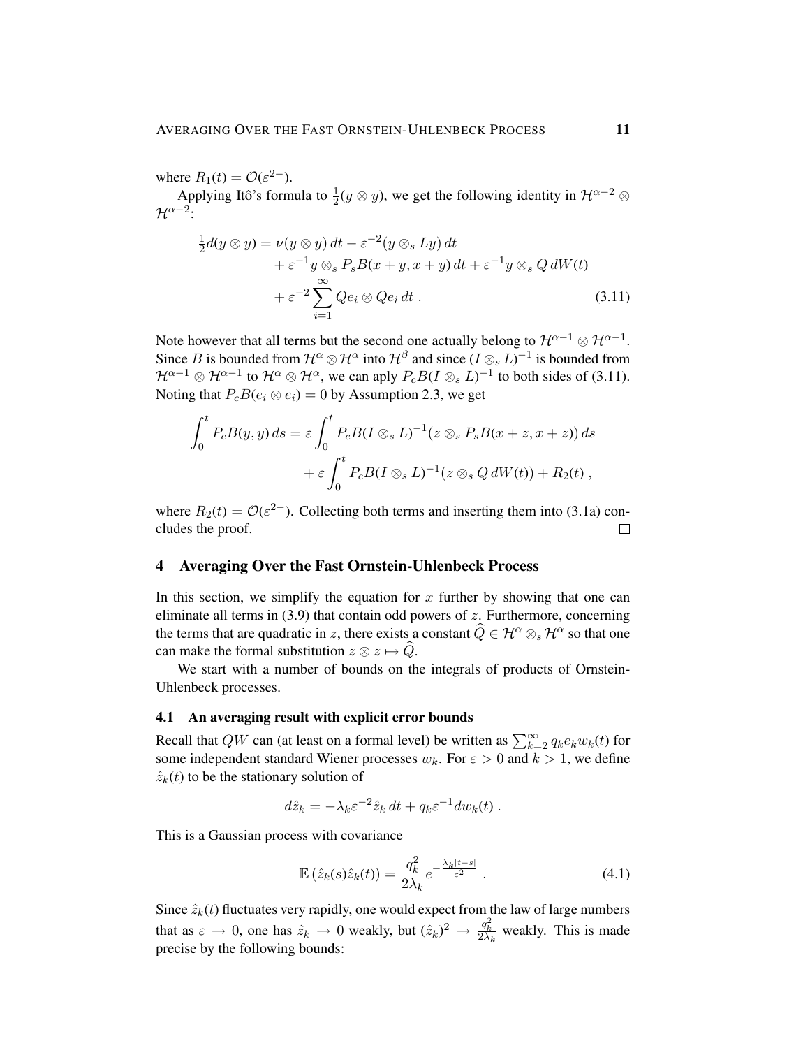where $R_1(t) = \mathcal{O}(\varepsilon^{2-})$.

Applying Itô's formula to $\frac{1}{2}(y \otimes y)$, we get the following identity in $\mathcal{H}^{\alpha-2} \otimes \mathcal{H}^{\alpha-2}$:

$$
\begin{aligned}
\tfrac{1}{2} d(y \otimes y) = \nu(y \otimes y)\, dt - \varepsilon^{-2}(y \otimes_s Ly)\, dt \\
+ \varepsilon^{-1} y \otimes_s P_s B(x+y, x+y)\, dt + \varepsilon^{-1} y \otimes_s Q\, dW(t) \\
+ \varepsilon^{-2} \sum_{i=1}^{\infty} Qe_i \otimes Qe_i\, dt\ .
\end{aligned}
\tag{3.11}
$$

Note however that all terms but the second one actually belong to $\mathcal{H}^{\alpha-1} \otimes \mathcal{H}^{\alpha-1}$. Since $B$ is bounded from $\mathcal{H}^\alpha \otimes \mathcal{H}^\alpha$ into $\mathcal{H}^\beta$ and since $(I \otimes_s L)^{-1}$ is bounded from $\mathcal{H}^{\alpha-1} \otimes \mathcal{H}^{\alpha-1}$ to $\mathcal{H}^\alpha \otimes \mathcal{H}^\alpha$, we can aply $P_c B (I \otimes_s L)^{-1}$ to both sides of (3.11). Noting that $P_c B(e_i \otimes e_i) = 0$ by Assumption 2.3, we get

$$
\begin{aligned}
\int_0^t P_c B(y,y)\, ds = \varepsilon \int_0^t P_c B (I \otimes_s L)^{-1} (z \otimes_s P_s B(x+z, x+z))\, ds \\
+ \varepsilon \int_0^t P_c B (I \otimes_s L)^{-1} (z \otimes_s Q\, dW(t)) + R_2(t)\ ,
\end{aligned}
$$

where $R_2(t) = \mathcal{O}(\varepsilon^{2-})$. Collecting both terms and inserting them into (3.1a) concludes the proof. □

## 4 Averaging Over the Fast Ornstein-Uhlenbeck Process

In this section, we simplify the equation for $x$ further by showing that one can eliminate all terms in (3.9) that contain odd powers of $z$. Furthermore, concerning the terms that are quadratic in $z$, there exists a constant $\widehat{Q} \in \mathcal{H}^\alpha \otimes_s \mathcal{H}^\alpha$ so that one can make the formal substitution $z \otimes z \mapsto \widehat{Q}$.

We start with a number of bounds on the integrals of products of Ornstein-Uhlenbeck processes.

### 4.1 An averaging result with explicit error bounds

Recall that $QW$ can (at least on a formal level) be written as $\sum_{k=2}^{\infty} q_k e_k w_k(t)$ for some independent standard Wiener processes $w_k$. For $\varepsilon > 0$ and $k > 1$, we define $\hat{z}_k(t)$ to be the stationary solution of

$$
d\hat{z}_k = -\lambda_k \varepsilon^{-2} \hat{z}_k\, dt + q_k \varepsilon^{-1} dw_k(t)\ .
$$

This is a Gaussian process with covariance

$$
\mathbb{E}\left(\hat{z}_k(s)\hat{z}_k(t)\right) = \frac{q_k^2}{2\lambda_k} e^{-\frac{\lambda_k |t-s|}{\varepsilon^2}}\ .
\tag{4.1}
$$

Since $\hat{z}_k(t)$ fluctuates very rapidly, one would expect from the law of large numbers that as $\varepsilon \to 0$, one has $\hat{z}_k \to 0$ weakly, but $(\hat{z}_k)^2 \to \frac{q_k^2}{2\lambda_k}$ weakly. This is made precise by the following bounds: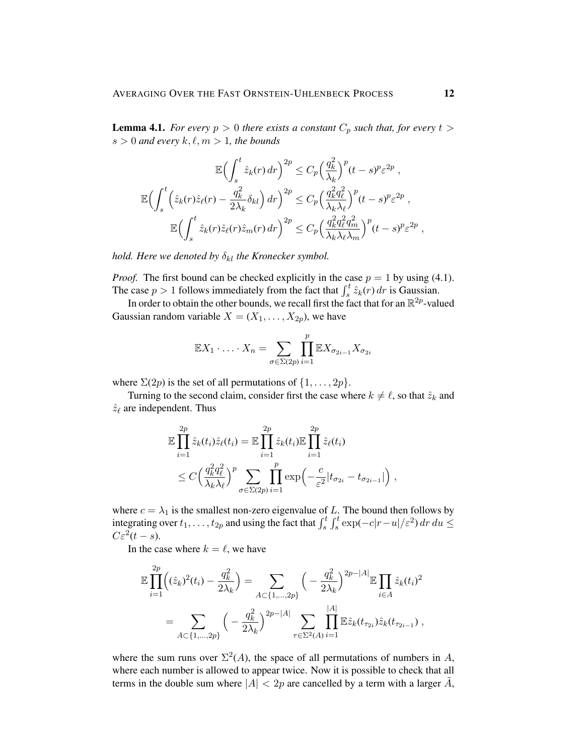**Lemma 4.1.** *For every $p > 0$ there exists a constant $C_p$ such that, for every $t > s > 0$ and every $k, \ell, m > 1$, the bounds*

$$
\begin{aligned}
\mathbb{E}\Big(\int_s^t \hat{z}_k(r)\,dr\Big)^{2p} &\leq C_p\Big(\frac{q_k^2}{\lambda_k}\Big)^p (t-s)^p \varepsilon^{2p}\;, \\
\mathbb{E}\Big(\int_s^t \Big(\hat{z}_k(r)\hat{z}_\ell(r) - \frac{q_k^2}{2\lambda_k}\delta_{kl}\Big)\,dr\Big)^{2p} &\leq C_p\Big(\frac{q_k^2 q_\ell^2}{\lambda_k \lambda_\ell}\Big)^p (t-s)^p \varepsilon^{2p}\;, \\
\mathbb{E}\Big(\int_s^t \hat{z}_k(r)\hat{z}_\ell(r)\hat{z}_m(r)\,dr\Big)^{2p} &\leq C_p\Big(\frac{q_k^2 q_\ell^2 q_m^2}{\lambda_k \lambda_\ell \lambda_m}\Big)^p (t-s)^p \varepsilon^{2p}\;,
\end{aligned}
$$

*hold. Here we denoted by $\delta_{kl}$ the Kronecker symbol.*

*Proof.* The first bound can be checked explicitly in the case $p = 1$ by using (4.1). The case $p > 1$ follows immediately from the fact that $\int_s^t \hat{z}_k(r)\,dr$ is Gaussian.

In order to obtain the other bounds, we recall first the fact that for an $\mathbb{R}^{2p}$-valued Gaussian random variable $X = (X_1, \ldots, X_{2p})$, we have

$$
\mathbb{E}X_1 \cdot \ldots \cdot X_n = \sum_{\sigma \in \Sigma(2p)} \prod_{i=1}^p \mathbb{E}X_{\sigma_{2i-1}} X_{\sigma_{2i}}
$$

where $\Sigma(2p)$ is the set of all permutations of $\{1, \ldots, 2p\}$.

Turning to the second claim, consider first the case where $k \neq \ell$, so that $\hat{z}_k$ and $\hat{z}_\ell$ are independent. Thus

$$
\begin{aligned}
\mathbb{E}\prod_{i=1}^{2p} \hat{z}_k(t_i)\hat{z}_\ell(t_i) &= \mathbb{E}\prod_{i=1}^{2p} \hat{z}_k(t_i)\,\mathbb{E}\prod_{i=1}^{2p} \hat{z}_\ell(t_i) \\
&\leq C\Big(\frac{q_k^2 q_\ell^2}{\lambda_k \lambda_\ell}\Big)^p \sum_{\sigma \in \Sigma(2p)} \prod_{i=1}^p \exp\Big(-\frac{c}{\varepsilon^2}|t_{\sigma_{2i}} - t_{\sigma_{2i-1}}|\Big)\;,
\end{aligned}
$$

where $c = \lambda_1$ is the smallest non-zero eigenvalue of $L$. The bound then follows by integrating over $t_1, \ldots, t_{2p}$ and using the fact that $\int_s^t \int_s^t \exp(-c|r-u|/\varepsilon^2)\,dr\,du \leq C\varepsilon^2(t-s)$.

In the case where $k = \ell$, we have

$$
\begin{aligned}
\mathbb{E}\prod_{i=1}^{2p}\Big((\hat{z}_k)^2(t_i) - \frac{q_k^2}{2\lambda_k}\Big) &= \sum_{A \subset \{1,\ldots,2p\}} \Big(-\frac{q_k^2}{2\lambda_k}\Big)^{2p-|A|} \mathbb{E}\prod_{i \in A} \hat{z}_k(t_i)^2 \\
&= \sum_{A \subset \{1,\ldots,2p\}} \Big(-\frac{q_k^2}{2\lambda_k}\Big)^{2p-|A|} \sum_{\tau \in \Sigma^2(A)} \prod_{i=1}^{|A|} \mathbb{E}\hat{z}_k(t_{\tau_{2i}})\hat{z}_k(t_{\tau_{2i-1}})\;,
\end{aligned}
$$

where the sum runs over $\Sigma^2(A)$, the space of all permutations of numbers in $A$, where each number is allowed to appear twice. Now it is possible to check that all terms in the double sum where $|A| < 2p$ are cancelled by a term with a larger $\tilde{A}$,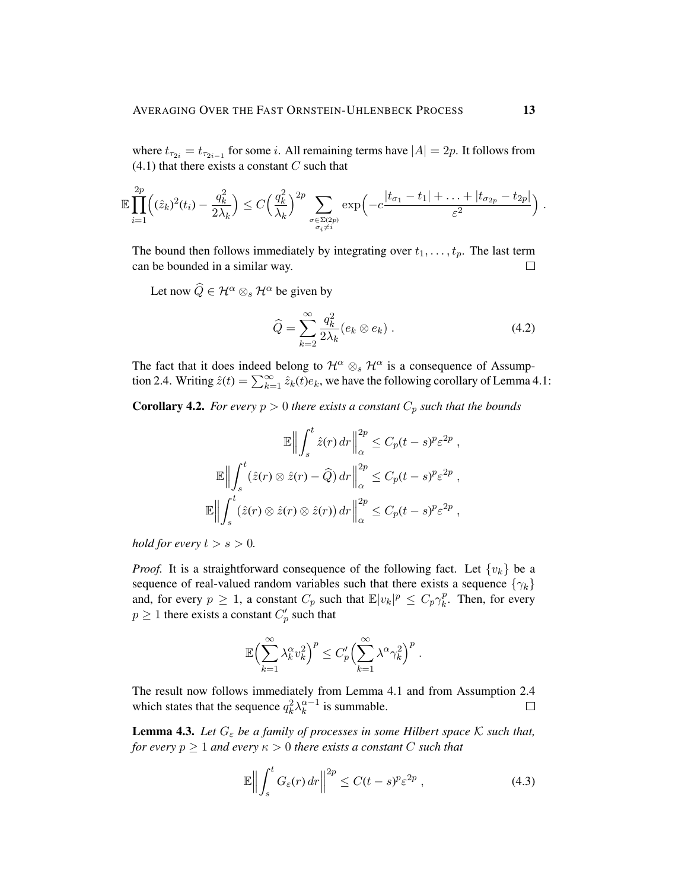where $t_{\tau_{2i}} = t_{\tau_{2i-1}}$ for some $i$. All remaining terms have $|A| = 2p$. It follows from (4.1) that there exists a constant $C$ such that

$$\mathbb{E}\prod_{i=1}^{2p}\Big((\hat{z}_k)^2(t_i) - \frac{q_k^2}{2\lambda_k}\Big) \leq C\Big(\frac{q_k^2}{\lambda_k}\Big)^{2p} \sum_{\substack{\sigma\in\Sigma(2p)\\ \sigma_i\neq i}} \exp\Big(-c\frac{|t_{\sigma_1} - t_1| + \ldots + |t_{\sigma_{2p}} - t_{2p}|}{\varepsilon^2}\Big) .$$

The bound then follows immediately by integrating over $t_1, \ldots, t_p$. The last term can be bounded in a similar way. $\square$

Let now $\widehat{Q} \in \mathcal{H}^\alpha \otimes_s \mathcal{H}^\alpha$ be given by

$$\widehat{Q} = \sum_{k=2}^{\infty} \frac{q_k^2}{2\lambda_k}(e_k \otimes e_k) . \tag{4.2}$$

The fact that it does indeed belong to $\mathcal{H}^\alpha \otimes_s \mathcal{H}^\alpha$ is a consequence of Assumption 2.4. Writing $\hat{z}(t) = \sum_{k=1}^\infty \hat{z}_k(t)e_k$, we have the following corollary of Lemma 4.1:

**Corollary 4.2.** *For every $p > 0$ there exists a constant $C_p$ such that the bounds*

$$\mathbb{E}\Big\|\int_s^t \hat{z}(r)\,dr\Big\|_\alpha^{2p} \leq C_p(t-s)^p\varepsilon^{2p} ,$$

$$\mathbb{E}\Big\|\int_s^t \big(\hat{z}(r)\otimes\hat{z}(r) - \widehat{Q}\big)\,dr\Big\|_\alpha^{2p} \leq C_p(t-s)^p\varepsilon^{2p} ,$$

$$\mathbb{E}\Big\|\int_s^t \big(\hat{z}(r)\otimes\hat{z}(r)\otimes\hat{z}(r)\big)\,dr\Big\|_\alpha^{2p} \leq C_p(t-s)^p\varepsilon^{2p} ,$$

*hold for every $t > s > 0$.*

*Proof.* It is a straightforward consequence of the following fact. Let $\{v_k\}$ be a sequence of real-valued random variables such that there exists a sequence $\{\gamma_k\}$ and, for every $p \geq 1$, a constant $C_p$ such that $\mathbb{E}|v_k|^p \leq C_p\gamma_k^p$. Then, for every $p \geq 1$ there exists a constant $C_p'$ such that

$$\mathbb{E}\Big(\sum_{k=1}^\infty \lambda_k^\alpha v_k^2\Big)^p \leq C_p'\Big(\sum_{k=1}^\infty \lambda^\alpha\gamma_k^2\Big)^p .$$

The result now follows immediately from Lemma 4.1 and from Assumption 2.4 which states that the sequence $q_k^2\lambda_k^{\alpha-1}$ is summable. $\square$

**Lemma 4.3.** *Let $G_\varepsilon$ be a family of processes in some Hilbert space $\mathcal{K}$ such that, for every $p \geq 1$ and every $\kappa > 0$ there exists a constant $C$ such that*

$$\mathbb{E}\Big\|\int_s^t G_\varepsilon(r)\,dr\Big\|^{2p} \leq C(t-s)^p\varepsilon^{2p} , \tag{4.3}$$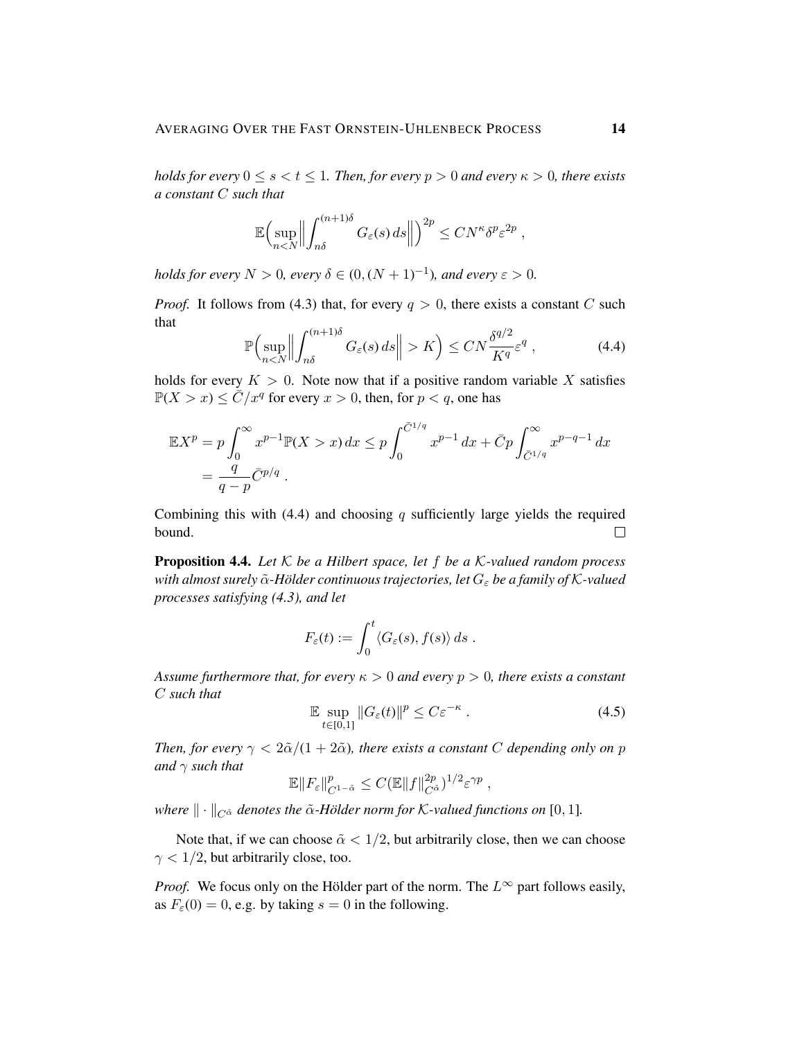*holds for every $0 \le s < t \le 1$. Then, for every $p > 0$ and every $\kappa > 0$, there exists a constant $C$ such that*

$$\mathbb{E}\Big(\sup_{n<N}\Big\|\int_{n\delta}^{(n+1)\delta} G_\varepsilon(s)\,ds\Big\|\Big)^{2p} \le CN^\kappa \delta^p \varepsilon^{2p}\;,$$

*holds for every $N > 0$, every $\delta \in (0,(N+1)^{-1})$, and every $\varepsilon > 0$.*

*Proof.* It follows from (4.3) that, for every $q > 0$, there exists a constant $C$ such that

$$\mathbb{P}\Big(\sup_{n<N}\Big\|\int_{n\delta}^{(n+1)\delta} G_\varepsilon(s)\,ds\Big\| > K\Big) \le CN\frac{\delta^{q/2}}{K^q}\varepsilon^q\;, \tag{4.4}$$

holds for every $K > 0$. Note now that if a positive random variable $X$ satisfies $\mathbb{P}(X > x) \le \bar{C}/x^q$ for every $x > 0$, then, for $p < q$, one has

$$\begin{aligned}\mathbb{E}X^p &= p\int_0^\infty x^{p-1}\mathbb{P}(X > x)\,dx \le p\int_0^{\bar{C}^{1/q}} x^{p-1}\,dx + \bar{C}p\int_{\bar{C}^{1/q}}^\infty x^{p-q-1}\,dx \\ &= \frac{q}{q-p}\bar{C}^{p/q}\;.\end{aligned}$$

Combining this with (4.4) and choosing $q$ sufficiently large yields the required bound. $\square$

**Proposition 4.4.** *Let $\mathcal{K}$ be a Hilbert space, let $f$ be a $\mathcal{K}$-valued random process with almost surely $\tilde{\alpha}$-Hölder continuous trajectories, let $G_\varepsilon$ be a family of $\mathcal{K}$-valued processes satisfying (4.3), and let*

$$F_\varepsilon(t) := \int_0^t \langle G_\varepsilon(s), f(s)\rangle\,ds\;.$$

*Assume furthermore that, for every $\kappa > 0$ and every $p > 0$, there exists a constant $C$ such that*

$$\mathbb{E}\sup_{t\in[0,1]}\|G_\varepsilon(t)\|^p \le C\varepsilon^{-\kappa}\;. \tag{4.5}$$

*Then, for every $\gamma < 2\tilde{\alpha}/(1+2\tilde{\alpha})$, there exists a constant $C$ depending only on $p$ and $\gamma$ such that*

$$\mathbb{E}\|F_\varepsilon\|_{C^{1-\tilde{\alpha}}}^p \le C(\mathbb{E}\|f\|_{C^{\tilde{\alpha}}}^{2p})^{1/2}\varepsilon^{\gamma p}\;,$$

*where $\|\cdot\|_{C^{\tilde{\alpha}}}$ denotes the $\tilde{\alpha}$-Hölder norm for $\mathcal{K}$-valued functions on $[0,1]$.*

Note that, if we can choose $\tilde{\alpha} < 1/2$, but arbitrarily close, then we can choose $\gamma < 1/2$, but arbitrarily close, too.

*Proof.* We focus only on the Hölder part of the norm. The $L^\infty$ part follows easily, as $F_\varepsilon(0) = 0$, e.g. by taking $s = 0$ in the following.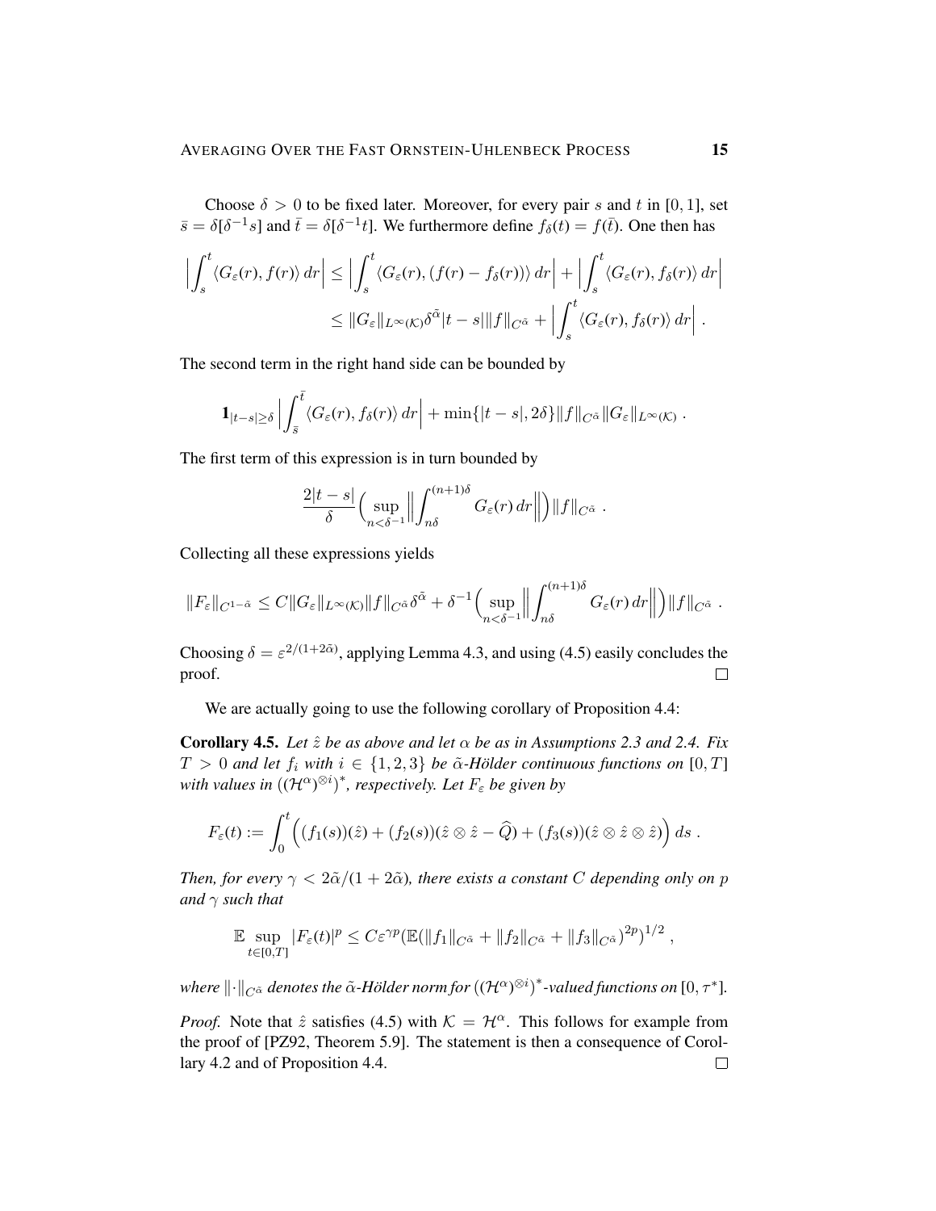Choose $\delta > 0$ to be fixed later. Moreover, for every pair $s$ and $t$ in $[0,1]$, set $\bar{s} = \delta[\delta^{-1}s]$ and $\bar{t} = \delta[\delta^{-1}t]$. We furthermore define $f_\delta(t) = f(\bar{t})$. One then has

$$
\begin{aligned}
\Big|\int_s^t \langle G_\varepsilon(r), f(r)\rangle\, dr\Big| &\le \Big|\int_s^t \langle G_\varepsilon(r), (f(r) - f_\delta(r))\rangle\, dr\Big| + \Big|\int_s^t \langle G_\varepsilon(r), f_\delta(r)\rangle\, dr\Big| \\
&\le \|G_\varepsilon\|_{L^\infty(\mathcal{K})}\delta^{\tilde{\alpha}}|t-s|\|f\|_{C^{\tilde{\alpha}}} + \Big|\int_s^t \langle G_\varepsilon(r), f_\delta(r)\rangle\, dr\Big| \;.
\end{aligned}
$$

The second term in the right hand side can be bounded by

$$
\mathbf{1}_{|t-s|\ge\delta}\Big|\int_{\bar{s}}^{\bar{t}} \langle G_\varepsilon(r), f_\delta(r)\rangle\, dr\Big| + \min\{|t-s|, 2\delta\}\|f\|_{C^{\tilde{\alpha}}}\|G_\varepsilon\|_{L^\infty(\mathcal{K})} \;.
$$

The first term of this expression is in turn bounded by

$$
\frac{2|t-s|}{\delta}\Big(\sup_{n<\delta^{-1}}\Big\|\int_{n\delta}^{(n+1)\delta} G_\varepsilon(r)\, dr\Big\|\Big)\|f\|_{C^{\tilde{\alpha}}} \;.
$$

Collecting all these expressions yields

$$
\|F_\varepsilon\|_{C^{1-\tilde{\alpha}}} \le C\|G_\varepsilon\|_{L^\infty(\mathcal{K})}\|f\|_{C^{\tilde{\alpha}}}\delta^{\tilde{\alpha}} + \delta^{-1}\Big(\sup_{n<\delta^{-1}}\Big\|\int_{n\delta}^{(n+1)\delta} G_\varepsilon(r)\, dr\Big\|\Big)\|f\|_{C^{\tilde{\alpha}}} \;.
$$

Choosing $\delta = \varepsilon^{2/(1+2\tilde{\alpha})}$, applying Lemma 4.3, and using (4.5) easily concludes the proof. □

We are actually going to use the following corollary of Proposition 4.4:

**Corollary 4.5.** *Let $\hat{z}$ be as above and let $\alpha$ be as in Assumptions 2.3 and 2.4. Fix $T > 0$ and let $f_i$ with $i \in \{1,2,3\}$ be $\tilde{\alpha}$-Hölder continuous functions on $[0,T]$ with values in $((\mathcal{H}^\alpha)^{\otimes i})^*$, respectively. Let $F_\varepsilon$ be given by*

$$
F_\varepsilon(t) := \int_0^t \Big((f_1(s))(\hat{z}) + (f_2(s))(\hat{z}\otimes\hat{z} - \widehat{Q}) + (f_3(s))(\hat{z}\otimes\hat{z}\otimes\hat{z})\Big)\, ds \;.
$$

*Then, for every $\gamma < 2\tilde{\alpha}/(1+2\tilde{\alpha})$, there exists a constant $C$ depending only on $p$ and $\gamma$ such that*

$$
\mathbb{E}\sup_{t\in[0,T]}|F_\varepsilon(t)|^p \le C\varepsilon^{\gamma p}(\mathbb{E}(\|f_1\|_{C^{\tilde{\alpha}}} + \|f_2\|_{C^{\tilde{\alpha}}} + \|f_3\|_{C^{\tilde{\alpha}}})^{2p})^{1/2} \;,
$$

*where $\|\cdot\|_{C^{\tilde{\alpha}}}$ denotes the $\tilde{\alpha}$-Hölder norm for $((\mathcal{H}^\alpha)^{\otimes i})^*$-valued functions on $[0,\tau^*]$.*

*Proof.* Note that $\hat{z}$ satisfies (4.5) with $\mathcal{K} = \mathcal{H}^\alpha$. This follows for example from the proof of [PZ92, Theorem 5.9]. The statement is then a consequence of Corollary 4.2 and of Proposition 4.4. □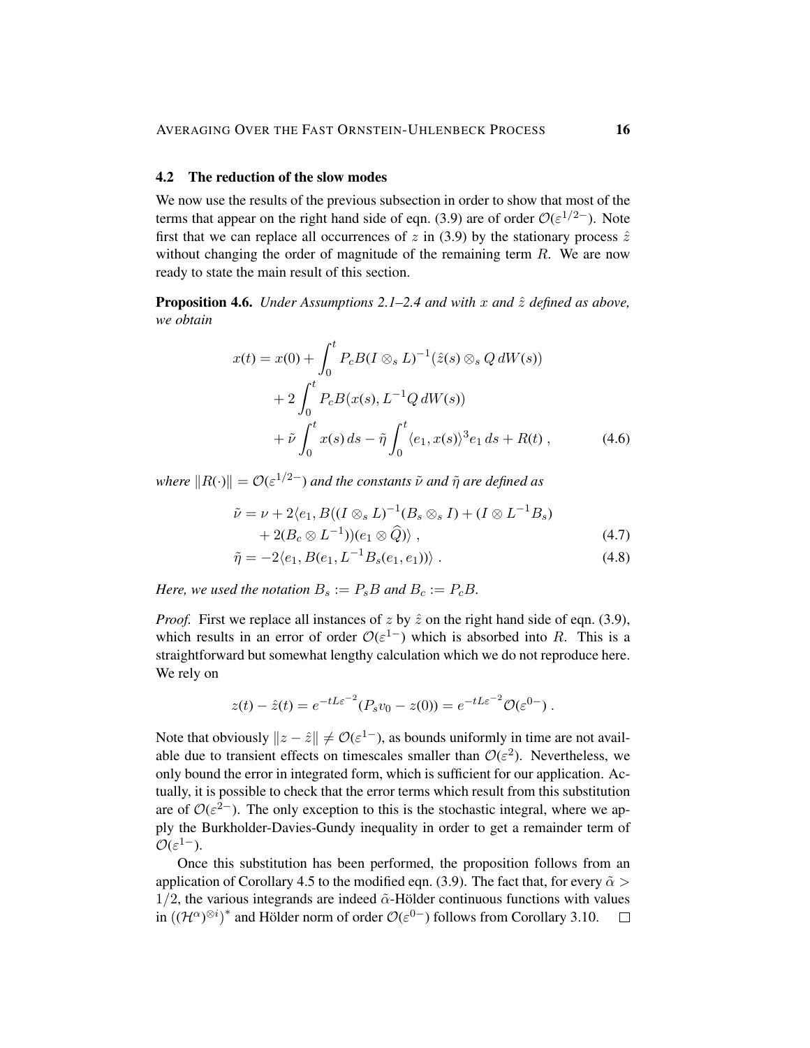### 4.2 The reduction of the slow modes

We now use the results of the previous subsection in order to show that most of the terms that appear on the right hand side of eqn. (3.9) are of order $\mathcal{O}(\varepsilon^{1/2-})$. Note first that we can replace all occurrences of $z$ in (3.9) by the stationary process $\hat{z}$ without changing the order of magnitude of the remaining term $R$. We are now ready to state the main result of this section.

**Proposition 4.6.** *Under Assumptions 2.1–2.4 and with $x$ and $\hat{z}$ defined as above, we obtain*

$$
\begin{aligned}
x(t) = x(0) &+ \int_0^t P_c B(I \otimes_s L)^{-1}(\hat{z}(s) \otimes_s Q\, dW(s)) \\
&+ 2\int_0^t P_c B(x(s), L^{-1} Q\, dW(s)) \\
&+ \tilde{\nu} \int_0^t x(s)\, ds - \tilde{\eta} \int_0^t \langle e_1, x(s)\rangle^3 e_1\, ds + R(t)\,, \qquad (4.6)
\end{aligned}
$$

*where $\|R(\cdot)\| = \mathcal{O}(\varepsilon^{1/2-})$ and the constants $\tilde{\nu}$ and $\tilde{\eta}$ are defined as*

$$
\begin{aligned}
\tilde{\nu} &= \nu + 2\langle e_1, B((I \otimes_s L)^{-1}(B_s \otimes_s I) + (I \otimes L^{-1} B_s) \\
&\qquad + 2(B_c \otimes L^{-1}))(e_1 \otimes \widehat{Q})\rangle\,, \qquad (4.7) \\
\tilde{\eta} &= -2\langle e_1, B(e_1, L^{-1} B_s(e_1, e_1))\rangle\,. \qquad (4.8)
\end{aligned}
$$

*Here, we used the notation $B_s := P_s B$ and $B_c := P_c B$.*

*Proof.* First we replace all instances of $z$ by $\hat{z}$ on the right hand side of eqn. (3.9), which results in an error of order $\mathcal{O}(\varepsilon^{1-})$ which is absorbed into $R$. This is a straightforward but somewhat lengthy calculation which we do not reproduce here. We rely on

$$
z(t) - \hat{z}(t) = e^{-tL\varepsilon^{-2}}(P_s v_0 - z(0)) = e^{-tL\varepsilon^{-2}}\mathcal{O}(\varepsilon^{0-})\,.
$$

Note that obviously $\|z - \hat{z}\| \neq \mathcal{O}(\varepsilon^{1-})$, as bounds uniformly in time are not available due to transient effects on timescales smaller than $\mathcal{O}(\varepsilon^2)$. Nevertheless, we only bound the error in integrated form, which is sufficient for our application. Actually, it is possible to check that the error terms which result from this substitution are of $\mathcal{O}(\varepsilon^{2-})$. The only exception to this is the stochastic integral, where we apply the Burkholder-Davies-Gundy inequality in order to get a remainder term of $\mathcal{O}(\varepsilon^{1-})$.

Once this substitution has been performed, the proposition follows from an application of Corollary 4.5 to the modified eqn. (3.9). The fact that, for every $\tilde{\alpha} > 1/2$, the various integrands are indeed $\tilde{\alpha}$-Hölder continuous functions with values in $((\mathcal{H}^\alpha)^{\otimes i})^*$ and Hölder norm of order $\mathcal{O}(\varepsilon^{0-})$ follows from Corollary 3.10. □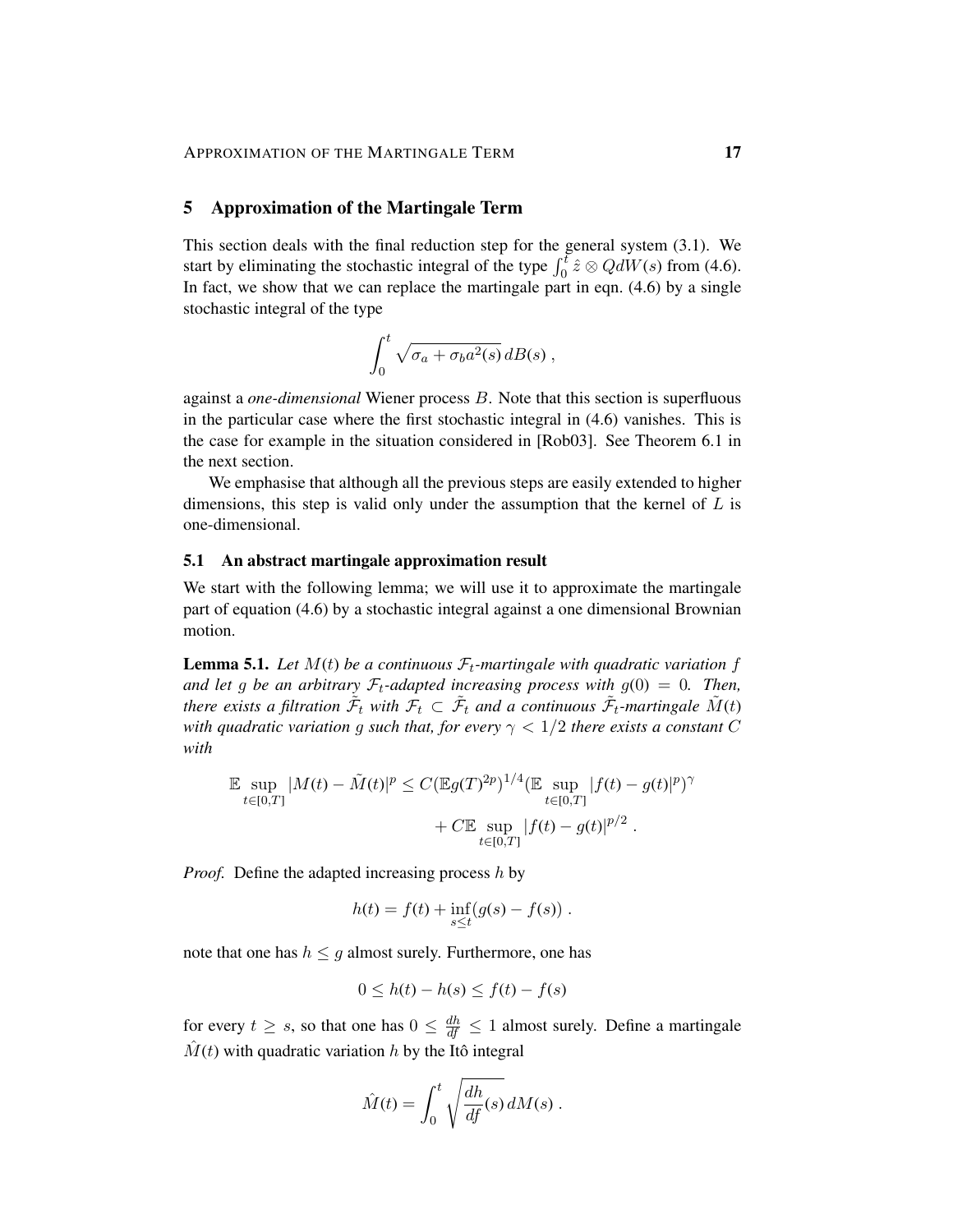## 5 Approximation of the Martingale Term

This section deals with the final reduction step for the general system (3.1). We start by eliminating the stochastic integral of the type $\int_0^t \hat{z} \otimes Q dW(s)$ from (4.6). In fact, we show that we can replace the martingale part in eqn. (4.6) by a single stochastic integral of the type

$$\int_0^t \sqrt{\sigma_a + \sigma_b a^2(s)}\, dB(s) ,$$

against a *one-dimensional* Wiener process $B$. Note that this section is superfluous in the particular case where the first stochastic integral in (4.6) vanishes. This is the case for example in the situation considered in [Rob03]. See Theorem 6.1 in the next section.

We emphasise that although all the previous steps are easily extended to higher dimensions, this step is valid only under the assumption that the kernel of $L$ is one-dimensional.

### 5.1 An abstract martingale approximation result

We start with the following lemma; we will use it to approximate the martingale part of equation (4.6) by a stochastic integral against a one dimensional Brownian motion.

**Lemma 5.1.** *Let $M(t)$ be a continuous $\mathcal{F}_t$-martingale with quadratic variation $f$ and let $g$ be an arbitrary $\mathcal{F}_t$-adapted increasing process with $g(0) = 0$. Then, there exists a filtration $\tilde{\mathcal{F}}_t$ with $\mathcal{F}_t \subset \tilde{\mathcal{F}}_t$ and a continuous $\tilde{\mathcal{F}}_t$-martingale $\tilde{M}(t)$ with quadratic variation $g$ such that, for every $\gamma < 1/2$ there exists a constant $C$ with*

$$\mathbb{E} \sup_{t\in[0,T]} |M(t) - \tilde{M}(t)|^p \leq C(\mathbb{E} g(T)^{2p})^{1/4} (\mathbb{E} \sup_{t\in[0,T]} |f(t) - g(t)|^p)^\gamma + C\mathbb{E} \sup_{t\in[0,T]} |f(t) - g(t)|^{p/2} .$$

*Proof.* Define the adapted increasing process $h$ by

$$h(t) = f(t) + \inf_{s\leq t} (g(s) - f(s)) .$$

note that one has $h \leq g$ almost surely. Furthermore, one has

$$0 \leq h(t) - h(s) \leq f(t) - f(s)$$

for every $t \geq s$, so that one has $0 \leq \frac{dh}{df} \leq 1$ almost surely. Define a martingale $\hat{M}(t)$ with quadratic variation $h$ by the Itô integral

$$\hat{M}(t) = \int_0^t \sqrt{\frac{dh}{df}(s)}\, dM(s) .$$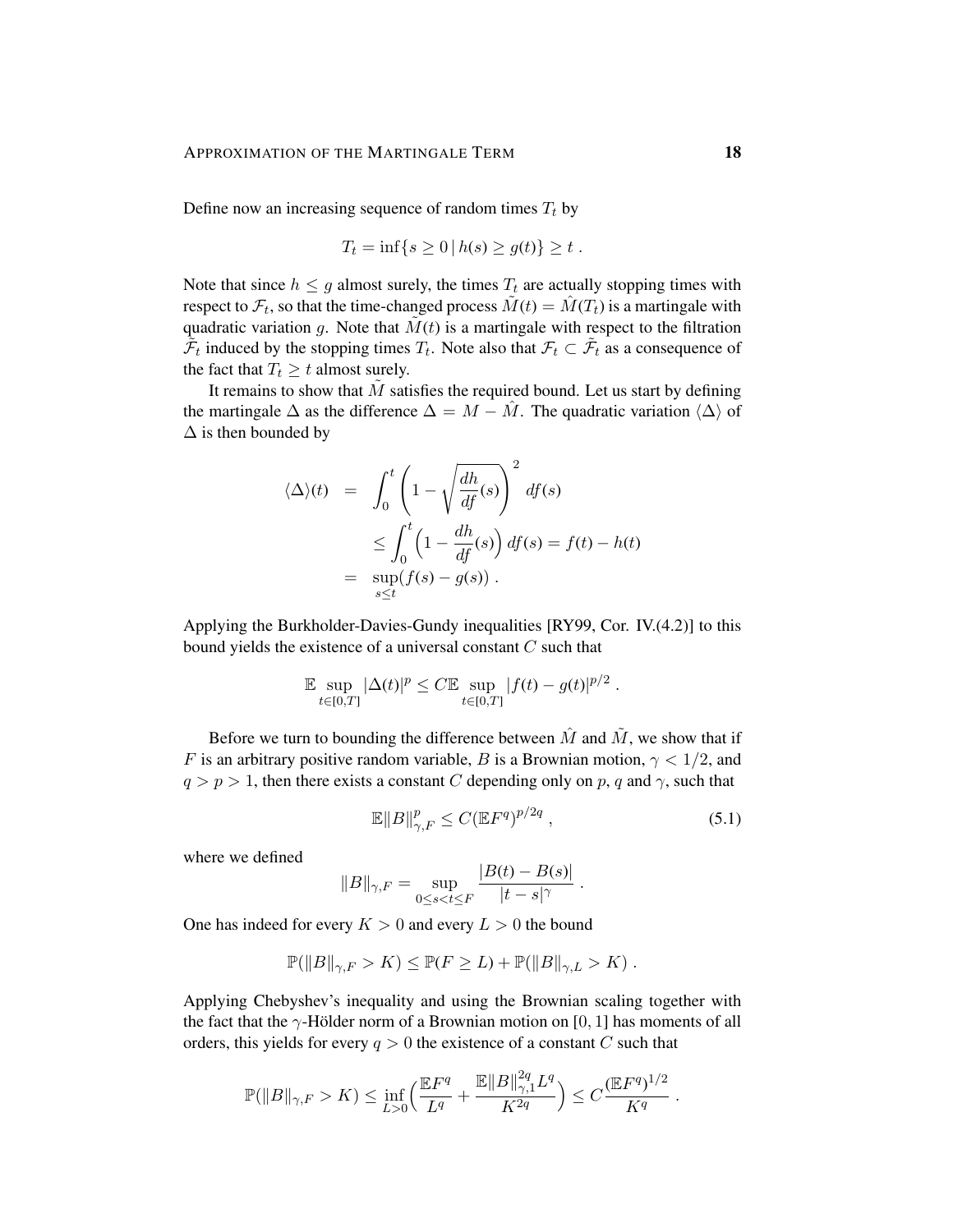Define now an increasing sequence of random times $T_t$ by

$$T_t = \inf\{s \geq 0 \,|\, h(s) \geq g(t)\} \geq t \,.$$

Note that since $h \leq g$ almost surely, the times $T_t$ are actually stopping times with respect to $\mathcal{F}_t$, so that the time-changed process $\tilde{M}(t) = \hat{M}(T_t)$ is a martingale with quadratic variation $g$. Note that $\tilde{M}(t)$ is a martingale with respect to the filtration $\tilde{\mathcal{F}}_t$ induced by the stopping times $T_t$. Note also that $\mathcal{F}_t \subset \tilde{\mathcal{F}}_t$ as a consequence of the fact that $T_t \geq t$ almost surely.

It remains to show that $\tilde{M}$ satisfies the required bound. Let us start by defining the martingale $\Delta$ as the difference $\Delta = M - \hat{M}$. The quadratic variation $\langle \Delta \rangle$ of $\Delta$ is then bounded by

$$\begin{aligned}
\langle \Delta \rangle(t) &= \int_0^t \left(1 - \sqrt{\frac{dh}{df}(s)}\right)^2 df(s) \\
&\leq \int_0^t \Big(1 - \frac{dh}{df}(s)\Big)\, df(s) = f(t) - h(t) \\
&= \sup_{s \leq t} (f(s) - g(s)) \,.
\end{aligned}$$

Applying the Burkholder-Davies-Gundy inequalities [RY99, Cor. IV.(4.2)] to this bound yields the existence of a universal constant $C$ such that

$$\mathbb{E} \sup_{t \in [0,T]} |\Delta(t)|^p \leq C \mathbb{E} \sup_{t \in [0,T]} |f(t) - g(t)|^{p/2} \,.$$

Before we turn to bounding the difference between $\hat{M}$ and $\tilde{M}$, we show that if $F$ is an arbitrary positive random variable, $B$ is a Brownian motion, $\gamma < 1/2$, and $q > p > 1$, then there exists a constant $C$ depending only on $p$, $q$ and $\gamma$, such that

$$\mathbb{E}\|B\|_{\gamma,F}^p \leq C(\mathbb{E}F^q)^{p/2q} \,, \tag{5.1}$$

where we defined

$$\|B\|_{\gamma,F} = \sup_{0 \leq s < t \leq F} \frac{|B(t) - B(s)|}{|t - s|^\gamma} \,.$$

One has indeed for every $K > 0$ and every $L > 0$ the bound

$$\mathbb{P}(\|B\|_{\gamma,F} > K) \leq \mathbb{P}(F \geq L) + \mathbb{P}(\|B\|_{\gamma,L} > K) \,.$$

Applying Chebyshev's inequality and using the Brownian scaling together with the fact that the $\gamma$-Hölder norm of a Brownian motion on $[0,1]$ has moments of all orders, this yields for every $q > 0$ the existence of a constant $C$ such that

$$\mathbb{P}(\|B\|_{\gamma,F} > K) \leq \inf_{L > 0} \Big(\frac{\mathbb{E}F^q}{L^q} + \frac{\mathbb{E}\|B\|_{\gamma,1}^{2q} L^q}{K^{2q}}\Big) \leq C \frac{(\mathbb{E}F^q)^{1/2}}{K^q} \,.$$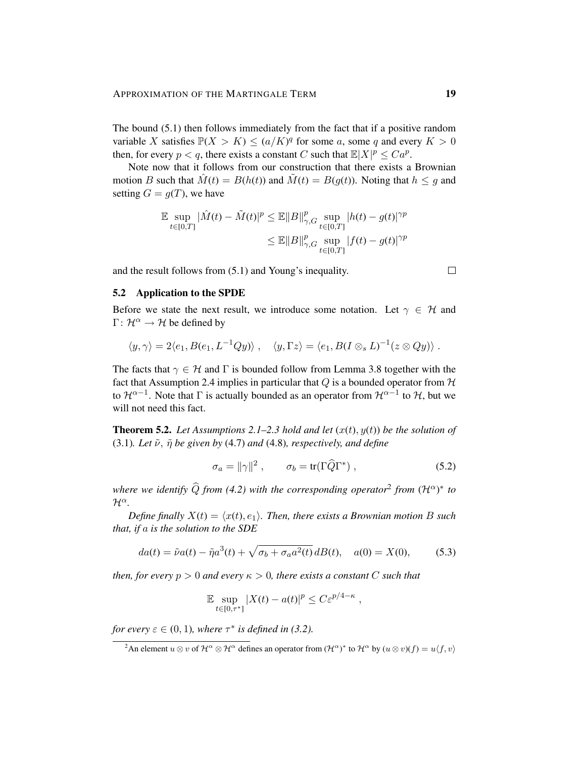The bound (5.1) then follows immediately from the fact that if a positive random variable $X$ satisfies $\mathbb{P}(X > K) \le (a/K)^q$ for some $a$, some $q$ and every $K > 0$ then, for every $p < q$, there exists a constant $C$ such that $\mathbb{E}|X|^p \le Ca^p$.

Note now that it follows from our construction that there exists a Brownian motion $B$ such that $\hat{M}(t) = B(h(t))$ and $\tilde{M}(t) = B(g(t))$. Noting that $h \le g$ and setting $G = g(T)$, we have

$$
\begin{aligned}
\mathbb{E} \sup_{t\in[0,T]} |\hat{M}(t) - \tilde{M}(t)|^p &\le \mathbb{E}\|B\|_{\gamma,G}^p \sup_{t\in[0,T]} |h(t) - g(t)|^{\gamma p} \\
&\le \mathbb{E}\|B\|_{\gamma,G}^p \sup_{t\in[0,T]} |f(t) - g(t)|^{\gamma p}
\end{aligned}
$$

and the result follows from (5.1) and Young's inequality. □

## 5.2 Application to the SPDE

Before we state the next result, we introduce some notation. Let $\gamma \in \mathcal{H}$ and $\Gamma \colon \mathcal{H}^\alpha \to \mathcal{H}$ be defined by

$$
\langle y, \gamma\rangle = 2\langle e_1, B(e_1, L^{-1}Qy)\rangle \;, \quad \langle y, \Gamma z\rangle = \langle e_1, B(I \otimes_s L)^{-1}(z \otimes Qy)\rangle \;.
$$

The facts that $\gamma \in \mathcal{H}$ and $\Gamma$ is bounded follow from Lemma 3.8 together with the fact that Assumption 2.4 implies in particular that $Q$ is a bounded operator from $\mathcal{H}$ to $\mathcal{H}^{\alpha-1}$. Note that $\Gamma$ is actually bounded as an operator from $\mathcal{H}^{\alpha-1}$ to $\mathcal{H}$, but we will not need this fact.

**Theorem 5.2.** *Let Assumptions 2.1–2.3 hold and let $(x(t), y(t))$ be the solution of* (3.1)*. Let $\tilde{\nu}$, $\tilde{\eta}$ be given by* (4.7) *and* (4.8)*, respectively, and define*

$$
\sigma_a = \|\gamma\|^2 \;, \qquad \sigma_b = \mathrm{tr}(\Gamma\widehat{Q}\Gamma^*) \;, \tag{5.2}
$$

*where we identify $\widehat{Q}$ from (4.2) with the corresponding operator*[2] *from $(\mathcal{H}^\alpha)^*$ to $\mathcal{H}^\alpha$.*

*Define finally $X(t) = \langle x(t), e_1\rangle$. Then, there exists a Brownian motion $B$ such that, if $a$ is the solution to the SDE*

$$
da(t) = \tilde{\nu}a(t) - \tilde{\eta}a^3(t) + \sqrt{\sigma_b + \sigma_a a^2(t)}\, dB(t), \quad a(0) = X(0), \tag{5.3}
$$

*then, for every $p > 0$ and every $\kappa > 0$, there exists a constant $C$ such that*

$$
\mathbb{E} \sup_{t\in[0,\tau^*]} |X(t) - a(t)|^p \le C\varepsilon^{p/4-\kappa} \;,
$$

*for every $\varepsilon \in (0,1)$, where $\tau^*$ is defined in (3.2).*

[2] An element $u \otimes v$ of $\mathcal{H}^\alpha \otimes \mathcal{H}^\alpha$ defines an operator from $(\mathcal{H}^\alpha)^*$ to $\mathcal{H}^\alpha$ by $(u \otimes v)(f) = u\langle f, v\rangle$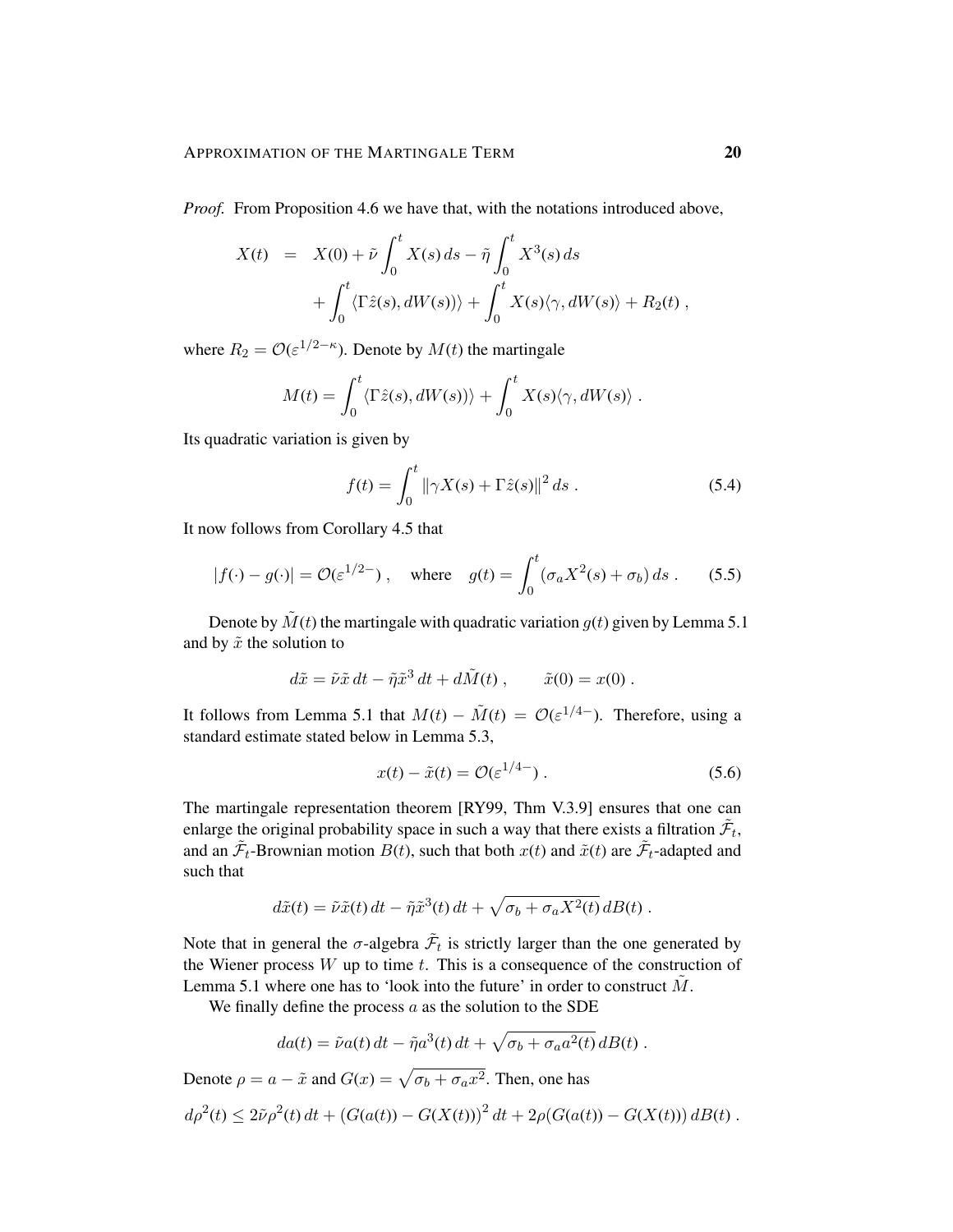*Proof.* From Proposition 4.6 we have that, with the notations introduced above,

$$
\begin{aligned}
X(t) &= X(0) + \tilde{\nu} \int_0^t X(s)\, ds - \tilde{\eta} \int_0^t X^3(s)\, ds \\
&\quad + \int_0^t \langle \Gamma \hat{z}(s), dW(s) \rangle + \int_0^t X(s) \langle \gamma, dW(s) \rangle + R_2(t) ,
\end{aligned}
$$

where $R_2 = \mathcal{O}(\varepsilon^{1/2-\kappa})$. Denote by $M(t)$ the martingale

$$
M(t) = \int_0^t \langle \Gamma \hat{z}(s), dW(s) \rangle + \int_0^t X(s) \langle \gamma, dW(s) \rangle .
$$

Its quadratic variation is given by

$$
f(t) = \int_0^t \| \gamma X(s) + \Gamma \hat{z}(s) \|^2 \, ds . \tag{5.4}
$$

It now follows from Corollary 4.5 that

$$
|f(\cdot) - g(\cdot)| = \mathcal{O}(\varepsilon^{1/2-}) , \quad \text{where} \quad g(t) = \int_0^t (\sigma_a X^2(s) + \sigma_b)\, ds . \tag{5.5}
$$

Denote by $\tilde{M}(t)$ the martingale with quadratic variation $g(t)$ given by Lemma 5.1 and by $\tilde{x}$ the solution to

$$
d\tilde{x} = \tilde{\nu} \tilde{x}\, dt - \tilde{\eta} \tilde{x}^3\, dt + d\tilde{M}(t) , \qquad \tilde{x}(0) = x(0) .
$$

It follows from Lemma 5.1 that $M(t) - \tilde{M}(t) = \mathcal{O}(\varepsilon^{1/4-})$. Therefore, using a standard estimate stated below in Lemma 5.3,

$$
x(t) - \tilde{x}(t) = \mathcal{O}(\varepsilon^{1/4-}) . \tag{5.6}
$$

The martingale representation theorem [RY99, Thm V.3.9] ensures that one can enlarge the original probability space in such a way that there exists a filtration $\tilde{\mathcal{F}}_t$, and an $\tilde{\mathcal{F}}_t$-Brownian motion $B(t)$, such that both $x(t)$ and $\tilde{x}(t)$ are $\tilde{\mathcal{F}}_t$-adapted and such that

$$
d\tilde{x}(t) = \tilde{\nu} \tilde{x}(t)\, dt - \tilde{\eta} \tilde{x}^3(t)\, dt + \sqrt{\sigma_b + \sigma_a X^2(t)}\, dB(t) .
$$

Note that in general the $\sigma$-algebra $\tilde{\mathcal{F}}_t$ is strictly larger than the one generated by the Wiener process $W$ up to time $t$. This is a consequence of the construction of Lemma 5.1 where one has to 'look into the future' in order to construct $\tilde{M}$.

We finally define the process $a$ as the solution to the SDE

$$
da(t) = \tilde{\nu} a(t)\, dt - \tilde{\eta} a^3(t)\, dt + \sqrt{\sigma_b + \sigma_a a^2(t)}\, dB(t) .
$$

Denote $\rho = a - \tilde{x}$ and $G(x) = \sqrt{\sigma_b + \sigma_a x^2}$. Then, one has

$$
d\rho^2(t) \leq 2\tilde{\nu} \rho^2(t)\, dt + \big(G(a(t)) - G(X(t))\big)^2\, dt + 2\rho \big(G(a(t)) - G(X(t))\big)\, dB(t) .
$$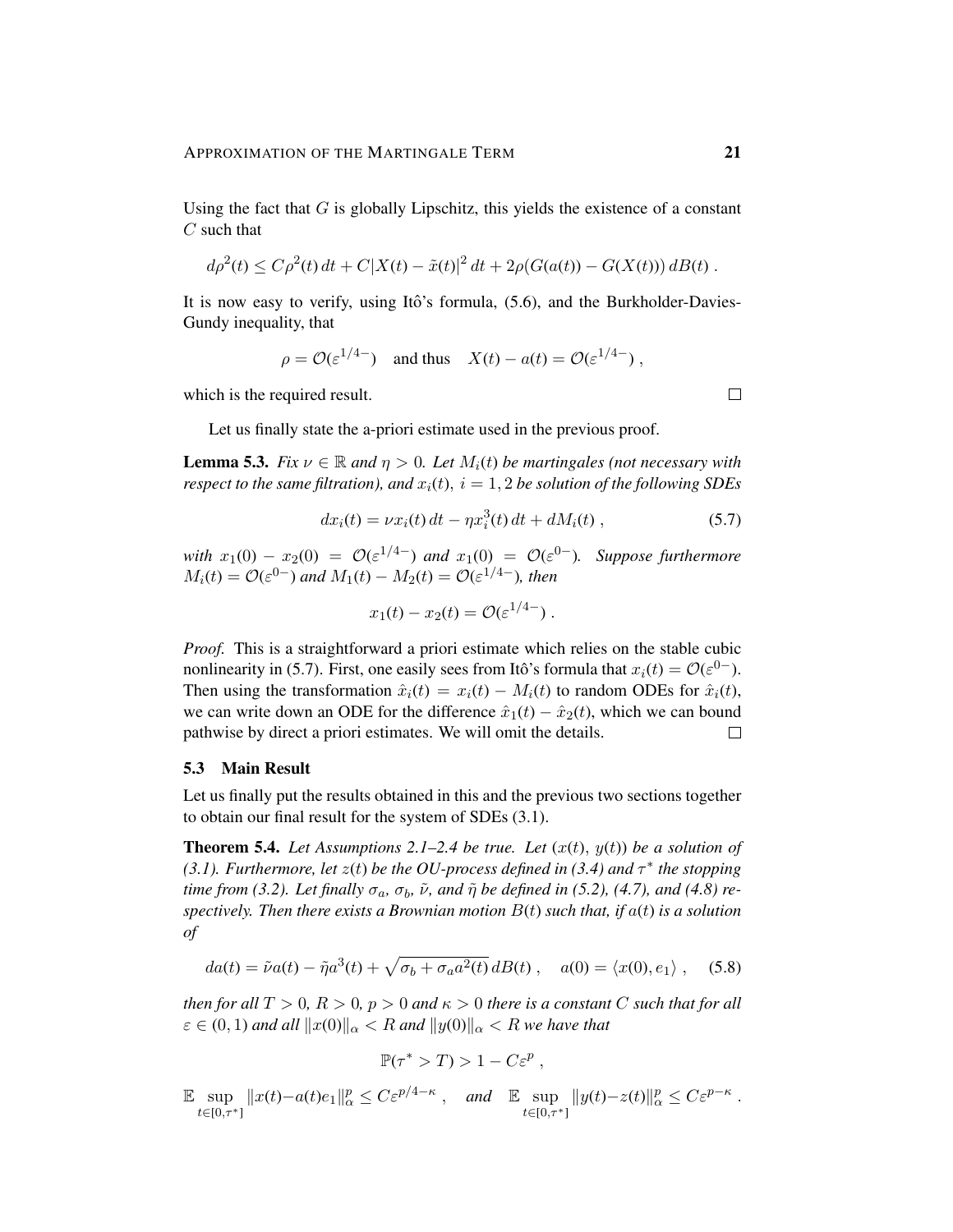Using the fact that $G$ is globally Lipschitz, this yields the existence of a constant $C$ such that

$$
d\rho^2(t) \le C\rho^2(t)\,dt + C|X(t) - \tilde{x}(t)|^2\,dt + 2\rho(G(a(t)) - G(X(t)))\,dB(t)\;.
$$

It is now easy to verify, using Itô's formula, (5.6), and the Burkholder-Davies-Gundy inequality, that

$$
\rho = \mathcal{O}(\varepsilon^{1/4-}) \quad \text{and thus} \quad X(t) - a(t) = \mathcal{O}(\varepsilon^{1/4-})\;,
$$

which is the required result. □

Let us finally state the a-priori estimate used in the previous proof.

**Lemma 5.3.** *Fix $\nu \in \mathbb{R}$ and $\eta > 0$. Let $M_i(t)$ be martingales (not necessary with respect to the same filtration), and $x_i(t)$, $i = 1, 2$ be solution of the following SDEs*

$$
dx_i(t) = \nu x_i(t)\,dt - \eta x_i^3(t)\,dt + dM_i(t)\;, \tag{5.7}
$$

*with $x_1(0) - x_2(0) = \mathcal{O}(\varepsilon^{1/4-})$ and $x_1(0) = \mathcal{O}(\varepsilon^{0-})$. Suppose furthermore $M_i(t) = \mathcal{O}(\varepsilon^{0-})$ and $M_1(t) - M_2(t) = \mathcal{O}(\varepsilon^{1/4-})$, then*

$$
x_1(t) - x_2(t) = \mathcal{O}(\varepsilon^{1/4-})\;.
$$

*Proof.* This is a straightforward a priori estimate which relies on the stable cubic nonlinearity in (5.7). First, one easily sees from Itô's formula that $x_i(t) = \mathcal{O}(\varepsilon^{0-})$. Then using the transformation $\hat{x}_i(t) = x_i(t) - M_i(t)$ to random ODEs for $\hat{x}_i(t)$, we can write down an ODE for the difference $\hat{x}_1(t) - \hat{x}_2(t)$, which we can bound pathwise by direct a priori estimates. We will omit the details. □

### 5.3 Main Result

Let us finally put the results obtained in this and the previous two sections together to obtain our final result for the system of SDEs (3.1).

**Theorem 5.4.** *Let Assumptions 2.1–2.4 be true. Let $(x(t), y(t))$ be a solution of (3.1). Furthermore, let $z(t)$ be the OU-process defined in (3.4) and $\tau^*$ the stopping time from (3.2). Let finally $\sigma_a$, $\sigma_b$, $\tilde{\nu}$, and $\tilde{\eta}$ be defined in (5.2), (4.7), and (4.8) respectively. Then there exists a Brownian motion $B(t)$ such that, if $a(t)$ is a solution of*

$$
da(t) = \tilde{\nu}a(t) - \tilde{\eta}a^3(t) + \sqrt{\sigma_b + \sigma_a a^2(t)}\,dB(t)\;, \quad a(0) = \langle x(0), e_1\rangle\;, \tag{5.8}
$$

*then for all $T > 0$, $R > 0$, $p > 0$ and $\kappa > 0$ there is a constant $C$ such that for all $\varepsilon \in (0, 1)$ and all $\|x(0)\|_\alpha < R$ and $\|y(0)\|_\alpha < R$ we have that*

$$
\mathbb{P}(\tau^* > T) > 1 - C\varepsilon^p\;,
$$

$$
\mathbb{E}\sup_{t\in[0,\tau^*]} \|x(t) - a(t)e_1\|_\alpha^p \le C\varepsilon^{p/4-\kappa}\;, \quad \textit{and} \quad \mathbb{E}\sup_{t\in[0,\tau^*]} \|y(t) - z(t)\|_\alpha^p \le C\varepsilon^{p-\kappa}\;.
$$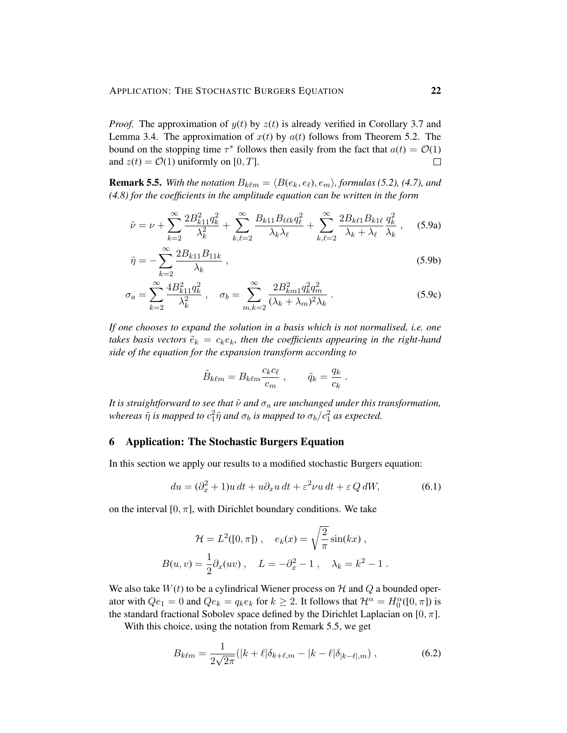*Proof.* The approximation of $y(t)$ by $z(t)$ is already verified in Corollary 3.7 and Lemma 3.4. The approximation of $x(t)$ by $a(t)$ follows from Theorem 5.2. The bound on the stopping time $\tau^*$ follows then easily from the fact that $a(t) = \mathcal{O}(1)$ and $z(t) = \mathcal{O}(1)$ uniformly on $[0, T]$. $\square$

**Remark 5.5.** *With the notation $B_{k\ell m} = \langle B(e_k, e_\ell), e_m\rangle$, formulas (5.2), (4.7), and (4.8) for the coefficients in the amplitude equation can be written in the form*

$$\tilde{\nu} = \nu + \sum_{k=2}^{\infty} \frac{2B_{k11}^2 q_k^2}{\lambda_k^2} + \sum_{k,\ell=2}^{\infty} \frac{B_{k11} B_{\ell\ell k} q_\ell^2}{\lambda_k \lambda_\ell} + \sum_{k,\ell=2}^{\infty} \frac{2B_{k\ell 1} B_{k1\ell}}{\lambda_k + \lambda_\ell} \frac{q_k^2}{\lambda_k} , \tag{5.9a}$$

$$\tilde{\eta} = -\sum_{k=2}^{\infty} \frac{2B_{k11} B_{11k}}{\lambda_k} , \tag{5.9b}$$

$$\sigma_a = \sum_{k=2}^{\infty} \frac{4B_{k11}^2 q_k^2}{\lambda_k^2} , \quad \sigma_b = \sum_{m,k=2}^{\infty} \frac{2B_{km1}^2 q_k^2 q_m^2}{(\lambda_k + \lambda_m)^2 \lambda_k} . \tag{5.9c}$$

*If one chooses to expand the solution in a basis which is not normalised, i.e. one takes basis vectors $\tilde{e}_k = c_k e_k$, then the coefficients appearing in the right-hand side of the equation for the expansion transform according to*

$$\tilde{B}_{k\ell m} = B_{k\ell m} \frac{c_k c_\ell}{c_m} , \qquad \tilde{q}_k = \frac{q_k}{c_k} .$$

*It is straightforward to see that $\tilde{\nu}$ and $\sigma_a$ are unchanged under this transformation, whereas $\tilde{\eta}$ is mapped to $c_1^2 \tilde{\eta}$ and $\sigma_b$ is mapped to $\sigma_b / c_1^2$ as expected.*

## 6 Application: The Stochastic Burgers Equation

In this section we apply our results to a modified stochastic Burgers equation:

$$du = (\partial_x^2 + 1)u\, dt + u \partial_x u\, dt + \varepsilon^2 \nu u\, dt + \varepsilon\, Q\, dW, \tag{6.1}$$

on the interval $[0, \pi]$, with Dirichlet boundary conditions. We take

$$\mathcal{H} = L^2([0, \pi]) , \quad e_k(x) = \sqrt{\frac{2}{\pi}} \sin(kx) ,$$

$$B(u, v) = \frac{1}{2} \partial_x (uv) , \quad L = -\partial_x^2 - 1 , \quad \lambda_k = k^2 - 1 .$$

We also take $W(t)$ to be a cylindrical Wiener process on $\mathcal{H}$ and $Q$ a bounded operator with $Qe_1 = 0$ and $Qe_k = q_k e_k$ for $k \geq 2$. It follows that $\mathcal{H}^\alpha = H_0^\alpha([0, \pi])$ is the standard fractional Sobolev space defined by the Dirichlet Laplacian on $[0, \pi]$.

With this choice, using the notation from Remark 5.5, we get

$$B_{k\ell m} = \frac{1}{2\sqrt{2\pi}} (|k + \ell| \delta_{k+\ell, m} - |k - \ell| \delta_{|k-\ell|, m}) , \tag{6.2}$$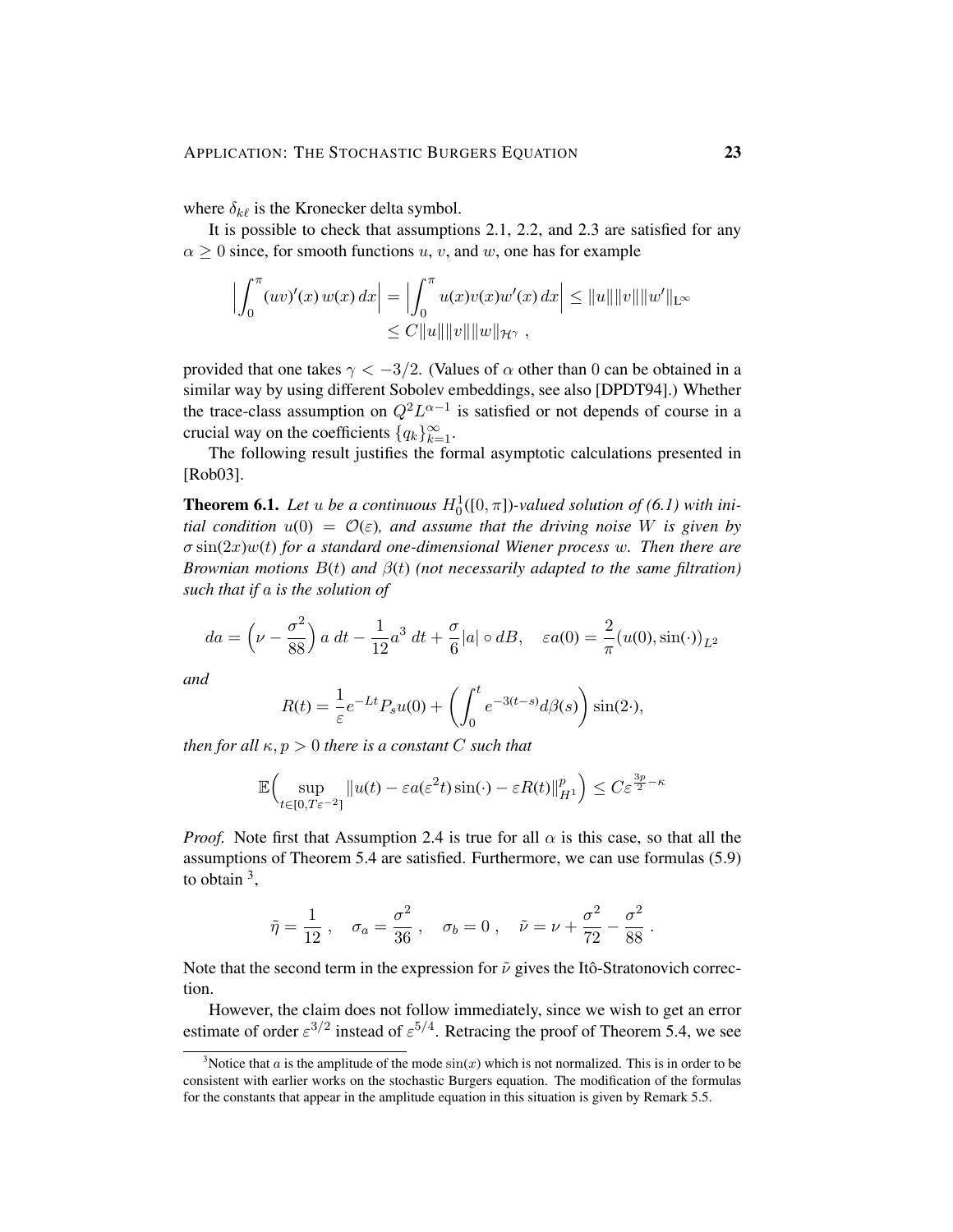where $\delta_{k\ell}$ is the Kronecker delta symbol.

It is possible to check that assumptions 2.1, 2.2, and 2.3 are satisfied for any $\alpha \geq 0$ since, for smooth functions $u$, $v$, and $w$, one has for example

$$\Big|\int_0^\pi (uv)'(x)\, w(x)\, dx\Big| = \Big|\int_0^\pi u(x)v(x)w'(x)\, dx\Big| \leq \|u\|\|v\|\|w'\|_{\mathrm{L}^\infty} \\ \leq C\|u\|\|v\|\|w\|_{\mathcal{H}^\gamma} \;,$$

provided that one takes $\gamma < -3/2$. (Values of $\alpha$ other than 0 can be obtained in a similar way by using different Sobolev embeddings, see also [DPDT94].) Whether the trace-class assumption on $Q^2 L^{\alpha-1}$ is satisfied or not depends of course in a crucial way on the coefficients $\{q_k\}_{k=1}^\infty$.

The following result justifies the formal asymptotic calculations presented in [Rob03].

**Theorem 6.1.** *Let $u$ be a continuous $H_0^1([0,\pi])$-valued solution of (6.1) with initial condition $u(0) = \mathcal{O}(\varepsilon)$, and assume that the driving noise $W$ is given by $\sigma \sin(2x) w(t)$ for a standard one-dimensional Wiener process $w$. Then there are Brownian motions $B(t)$ and $\beta(t)$ (not necessarily adapted to the same filtration) such that if $a$ is the solution of*

$$da = \Big(\nu - \frac{\sigma^2}{88}\Big)\, a\; dt - \frac{1}{12} a^3\; dt + \frac{\sigma}{6}|a| \circ dB, \quad \varepsilon a(0) = \frac{2}{\pi}\big(u(0), \sin(\cdot)\big)_{L^2}$$

*and*

$$R(t) = \frac{1}{\varepsilon} e^{-Lt} P_s u(0) + \bigg(\int_0^t e^{-3(t-s)} d\beta(s)\bigg) \sin(2\cdot),$$

*then for all $\kappa, p > 0$ there is a constant $C$ such that*

$$\mathbb{E}\Big(\sup_{t\in[0,T\varepsilon^{-2}]} \|u(t) - \varepsilon a(\varepsilon^2 t)\sin(\cdot) - \varepsilon R(t)\|_{H^1}^p\Big) \leq C\varepsilon^{\frac{3p}{2}-\kappa}$$

*Proof.* Note first that Assumption 2.4 is true for all $\alpha$ is this case, so that all the assumptions of Theorem 5.4 are satisfied. Furthermore, we can use formulas (5.9) to obtain [3],

$$\tilde{\eta} = \frac{1}{12}\;, \quad \sigma_a = \frac{\sigma^2}{36}\;, \quad \sigma_b = 0\;, \quad \tilde{\nu} = \nu + \frac{\sigma^2}{72} - \frac{\sigma^2}{88}\;.$$

Note that the second term in the expression for $\tilde{\nu}$ gives the Itô-Stratonovich correction.

However, the claim does not follow immediately, since we wish to get an error estimate of order $\varepsilon^{3/2}$ instead of $\varepsilon^{5/4}$. Retracing the proof of Theorem 5.4, we see

[3] Notice that $a$ is the amplitude of the mode $\sin(x)$ which is not normalized. This is in order to be consistent with earlier works on the stochastic Burgers equation. The modification of the formulas for the constants that appear in the amplitude equation in this situation is given by Remark 5.5.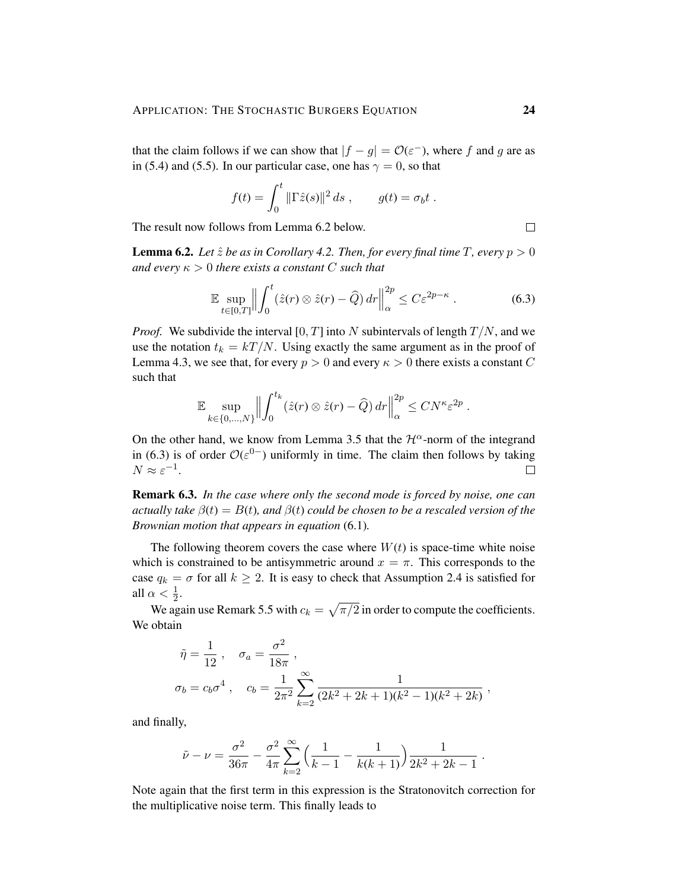that the claim follows if we can show that $|f - g| = \mathcal{O}(\varepsilon^{-})$, where $f$ and $g$ are as in (5.4) and (5.5). In our particular case, one has $\gamma = 0$, so that

$$f(t) = \int_0^t \|\Gamma \hat z(s)\|^2 \, ds \;, \qquad g(t) = \sigma_b t \;.$$

The result now follows from Lemma 6.2 below. $\square$

**Lemma 6.2.** *Let $\hat z$ be as in Corollary 4.2. Then, for every final time $T$, every $p > 0$ and every $\kappa > 0$ there exists a constant $C$ such that*

$$\mathbb{E} \sup_{t \in [0,T]} \Big\| \int_0^t \big(\hat z(r) \otimes \hat z(r) - \widehat Q\big)\, dr \Big\|_\alpha^{2p} \le C \varepsilon^{2p - \kappa} \;. \tag{6.3}$$

*Proof.* We subdivide the interval $[0, T]$ into $N$ subintervals of length $T/N$, and we use the notation $t_k = kT/N$. Using exactly the same argument as in the proof of Lemma 4.3, we see that, for every $p > 0$ and every $\kappa > 0$ there exists a constant $C$ such that

$$\mathbb{E} \sup_{k \in \{0,\ldots,N\}} \Big\| \int_0^{t_k} \big(\hat z(r) \otimes \hat z(r) - \widehat Q\big)\, dr \Big\|_\alpha^{2p} \le C N^\kappa \varepsilon^{2p} \;.$$

On the other hand, we know from Lemma 3.5 that the $\mathcal{H}^\alpha$-norm of the integrand in (6.3) is of order $\mathcal{O}(\varepsilon^{0-})$ uniformly in time. The claim then follows by taking $N \approx \varepsilon^{-1}$. $\square$

**Remark 6.3.** *In the case where only the second mode is forced by noise, one can actually take $\beta(t) = B(t)$, and $\beta(t)$ could be chosen to be a rescaled version of the Brownian motion that appears in equation* (6.1)*.*

The following theorem covers the case where $W(t)$ is space-time white noise which is constrained to be antisymmetric around $x = \pi$. This corresponds to the case $q_k = \sigma$ for all $k \ge 2$. It is easy to check that Assumption 2.4 is satisfied for all $\alpha < \frac{1}{2}$.

We again use Remark 5.5 with $c_k = \sqrt{\pi/2}$ in order to compute the coefficients. We obtain

$$\begin{aligned}
\tilde\eta &= \frac{1}{12} \;, \quad \sigma_a = \frac{\sigma^2}{18\pi} \;, \\
\sigma_b &= c_b \sigma^4 \;, \quad c_b = \frac{1}{2\pi^2} \sum_{k=2}^\infty \frac{1}{(2k^2 + 2k + 1)(k^2 - 1)(k^2 + 2k)} \;,
\end{aligned}$$

and finally,

$$\tilde\nu - \nu = \frac{\sigma^2}{36\pi} - \frac{\sigma^2}{4\pi} \sum_{k=2}^\infty \Big(\frac{1}{k-1} - \frac{1}{k(k+1)}\Big) \frac{1}{2k^2 + 2k - 1} \;.$$

Note again that the first term in this expression is the Stratonovitch correction for the multiplicative noise term. This finally leads to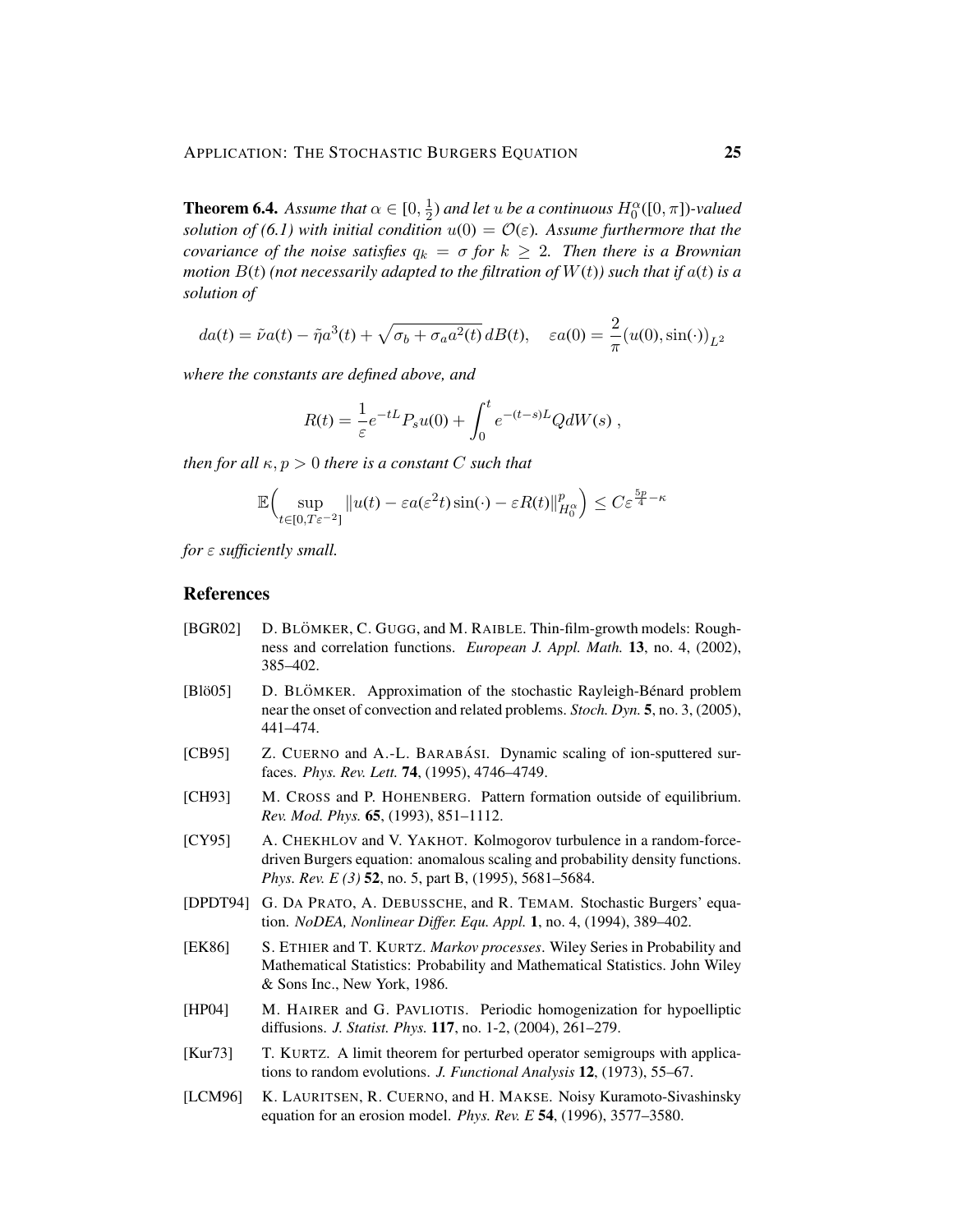**Theorem 6.4.** *Assume that $\alpha \in [0, \frac{1}{2})$ and let $u$ be a continuous $H_0^\alpha([0,\pi])$-valued solution of (6.1) with initial condition $u(0) = \mathcal{O}(\varepsilon)$. Assume furthermore that the covariance of the noise satisfies $q_k = \sigma$ for $k \geq 2$. Then there is a Brownian motion $B(t)$ (not necessarily adapted to the filtration of $W(t)$) such that if $a(t)$ is a solution of*

$$da(t) = \tilde{\nu} a(t) - \tilde{\eta} a^3(t) + \sqrt{\sigma_b + \sigma_a a^2(t)}\, dB(t), \quad \varepsilon a(0) = \frac{2}{\pi}(u(0), \sin(\cdot))_{L^2}$$

*where the constants are defined above, and*

$$R(t) = \frac{1}{\varepsilon} e^{-tL} P_s u(0) + \int_0^t e^{-(t-s)L} Q dW(s)\;,$$

*then for all $\kappa, p > 0$ there is a constant $C$ such that*

$$\mathbb{E}\Big(\sup_{t \in [0, T\varepsilon^{-2}]} \|u(t) - \varepsilon a(\varepsilon^2 t)\sin(\cdot) - \varepsilon R(t)\|_{H_0^\alpha}^p\Big) \leq C\varepsilon^{\frac{5p}{4} - \kappa}$$

*for $\varepsilon$ sufficiently small.*

## References

[BGR02] D. Blömker, C. Gugg, and M. Raible. Thin-film-growth models: Roughness and correlation functions. *European J. Appl. Math.* **13**, no. 4, (2002), 385–402.

[Blö05] D. Blömker. Approximation of the stochastic Rayleigh-Bénard problem near the onset of convection and related problems. *Stoch. Dyn.* **5**, no. 3, (2005), 441–474.

[CB95] Z. Cuerno and A.-L. Barabási. Dynamic scaling of ion-sputtered surfaces. *Phys. Rev. Lett.* **74**, (1995), 4746–4749.

[CH93] M. Cross and P. Hohenberg. Pattern formation outside of equilibrium. *Rev. Mod. Phys.* **65**, (1993), 851–1112.

[CY95] A. Chekhlov and V. Yakhot. Kolmogorov turbulence in a random-force-driven Burgers equation: anomalous scaling and probability density functions. *Phys. Rev. E (3)* **52**, no. 5, part B, (1995), 5681–5684.

[DPDT94] G. Da Prato, A. Debussche, and R. Temam. Stochastic Burgers' equation. *NoDEA, Nonlinear Differ. Equ. Appl.* **1**, no. 4, (1994), 389–402.

[EK86] S. Ethier and T. Kurtz. *Markov processes*. Wiley Series in Probability and Mathematical Statistics: Probability and Mathematical Statistics. John Wiley & Sons Inc., New York, 1986.

[HP04] M. Hairer and G. Pavliotis. Periodic homogenization for hypoelliptic diffusions. *J. Statist. Phys.* **117**, no. 1-2, (2004), 261–279.

[Kur73] T. Kurtz. A limit theorem for perturbed operator semigroups with applications to random evolutions. *J. Functional Analysis* **12**, (1973), 55–67.

[LCM96] K. Lauritsen, R. Cuerno, and H. Makse. Noisy Kuramoto-Sivashinsky equation for an erosion model. *Phys. Rev. E* **54**, (1996), 3577–3580.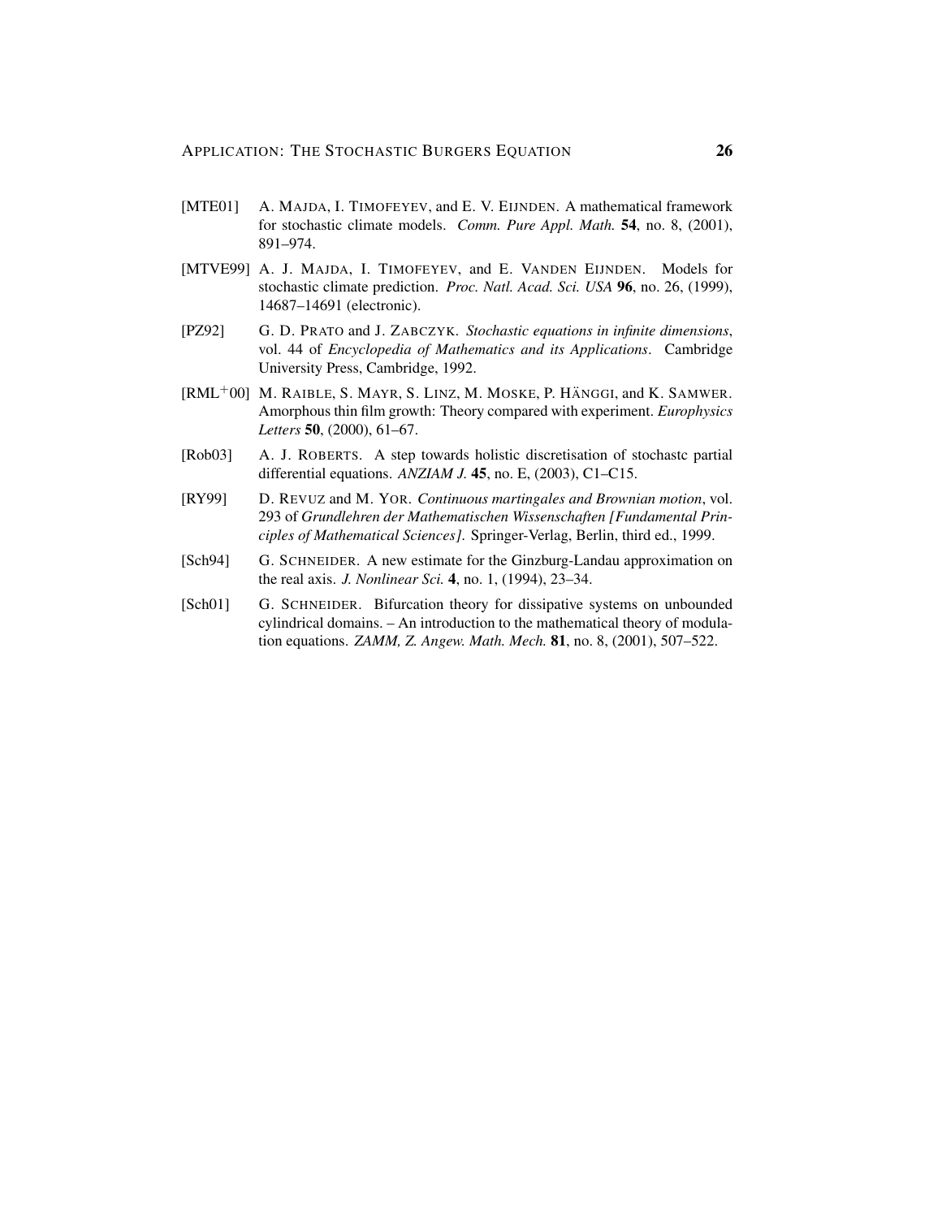[MTE01] A. MAJDA, I. TIMOFEYEV, and E. V. EIJNDEN. A mathematical framework for stochastic climate models. *Comm. Pure Appl. Math.* **54**, no. 8, (2001), 891–974.

[MTVE99] A. J. MAJDA, I. TIMOFEYEV, and E. VANDEN EIJNDEN. Models for stochastic climate prediction. *Proc. Natl. Acad. Sci. USA* **96**, no. 26, (1999), 14687–14691 (electronic).

[PZ92] G. D. PRATO and J. ZABCZYK. *Stochastic equations in infinite dimensions*, vol. 44 of *Encyclopedia of Mathematics and its Applications*. Cambridge University Press, Cambridge, 1992.

[RML$^+$00] M. RAIBLE, S. MAYR, S. LINZ, M. MOSKE, P. HÄNGGI, and K. SAMWER. Amorphous thin film growth: Theory compared with experiment. *Europhysics Letters* **50**, (2000), 61–67.

[Rob03] A. J. ROBERTS. A step towards holistic discretisation of stochastc partial differential equations. *ANZIAM J.* **45**, no. E, (2003), C1–C15.

[RY99] D. REVUZ and M. YOR. *Continuous martingales and Brownian motion*, vol. 293 of *Grundlehren der Mathematischen Wissenschaften [Fundamental Principles of Mathematical Sciences]*. Springer-Verlag, Berlin, third ed., 1999.

[Sch94] G. SCHNEIDER. A new estimate for the Ginzburg-Landau approximation on the real axis. *J. Nonlinear Sci.* **4**, no. 1, (1994), 23–34.

[Sch01] G. SCHNEIDER. Bifurcation theory for dissipative systems on unbounded cylindrical domains. – An introduction to the mathematical theory of modulation equations. *ZAMM, Z. Angew. Math. Mech.* **81**, no. 8, (2001), 507–522.